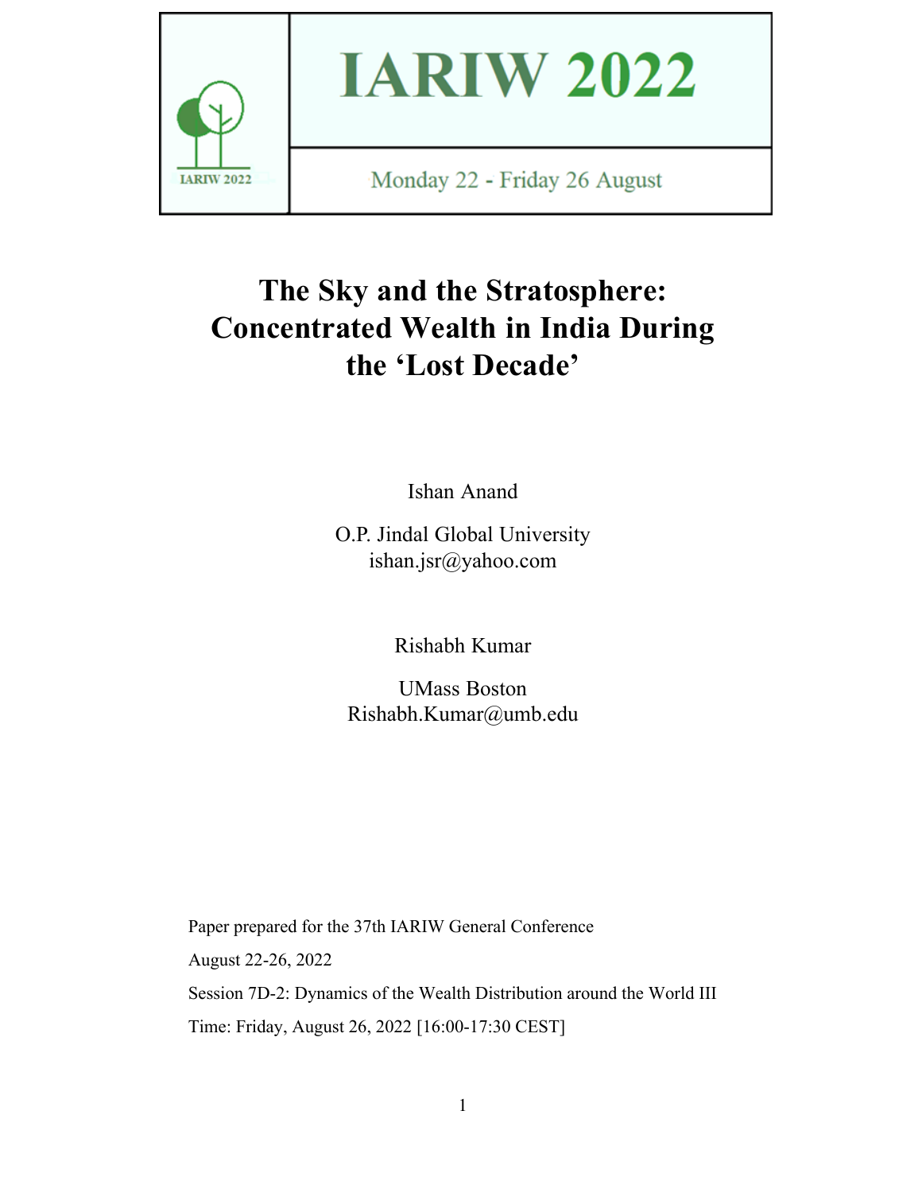IARW 2022

Monday 22 - Friday 26 August

# The Sky and the Stratosphere: Concentrated Wealth in India During the 'Lost Decade'

Ishan Anand

O.P. Jindal Global University
ishan.jsr@yahoo.com

Rishabh Kumar

UMass Boston
Rishabh.Kumar@umb.edu

Paper prepared for the 37th IARIW General Conference

August 22-26, 2022

Session 7D-2: Dynamics of the Wealth Distribution around the World III

Time: Friday, August 26, 2022 [16:00-17:30 CEST]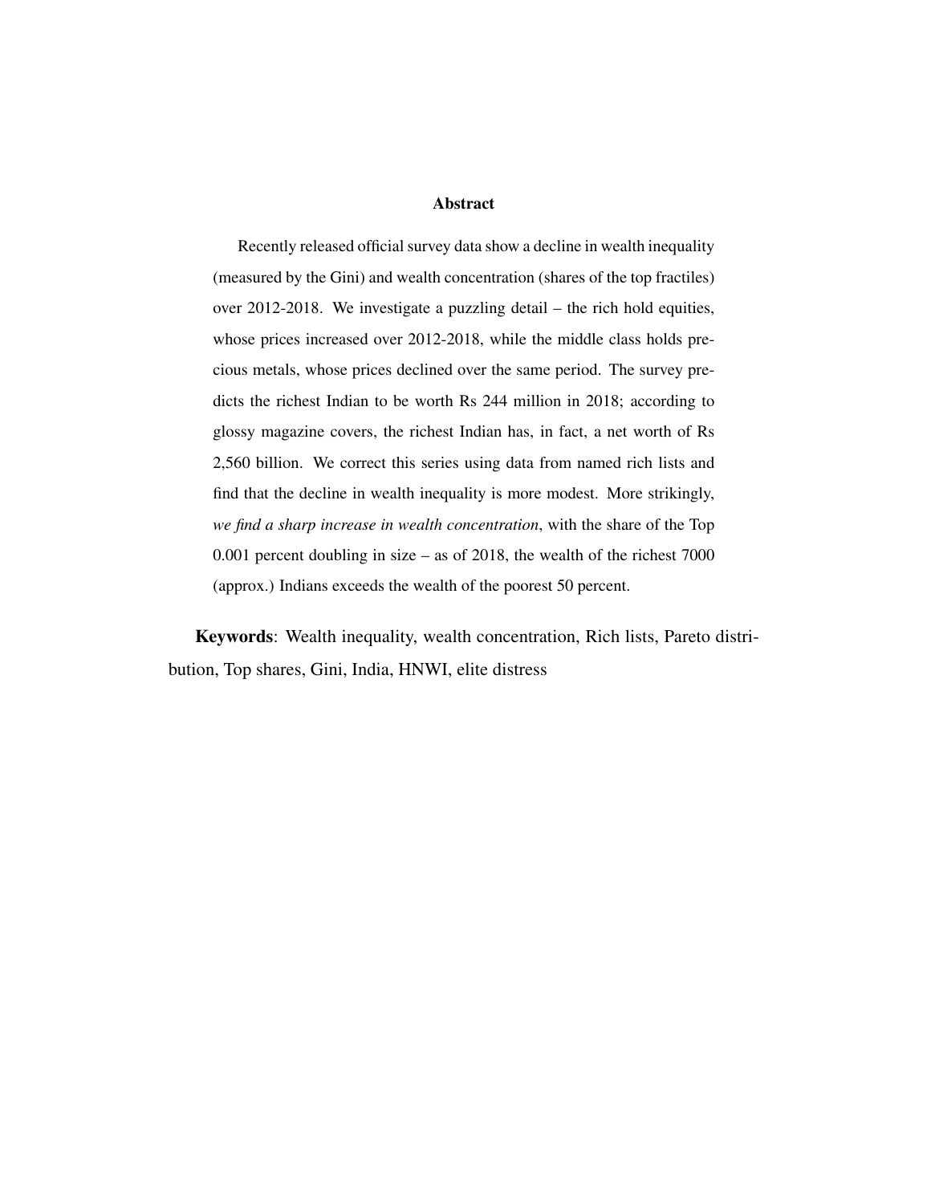## Abstract

Recently released official survey data show a decline in wealth inequality (measured by the Gini) and wealth concentration (shares of the top fractiles) over 2012-2018. We investigate a puzzling detail – the rich hold equities, whose prices increased over 2012-2018, while the middle class holds precious metals, whose prices declined over the same period. The survey predicts the richest Indian to be worth Rs 244 million in 2018; according to glossy magazine covers, the richest Indian has, in fact, a net worth of Rs 2,560 billion. We correct this series using data from named rich lists and find that the decline in wealth inequality is more modest. More strikingly, *we find a sharp increase in wealth concentration*, with the share of the Top 0.001 percent doubling in size – as of 2018, the wealth of the richest 7000 (approx.) Indians exceeds the wealth of the poorest 50 percent.

**Keywords**: Wealth inequality, wealth concentration, Rich lists, Pareto distribution, Top shares, Gini, India, HNWI, elite distress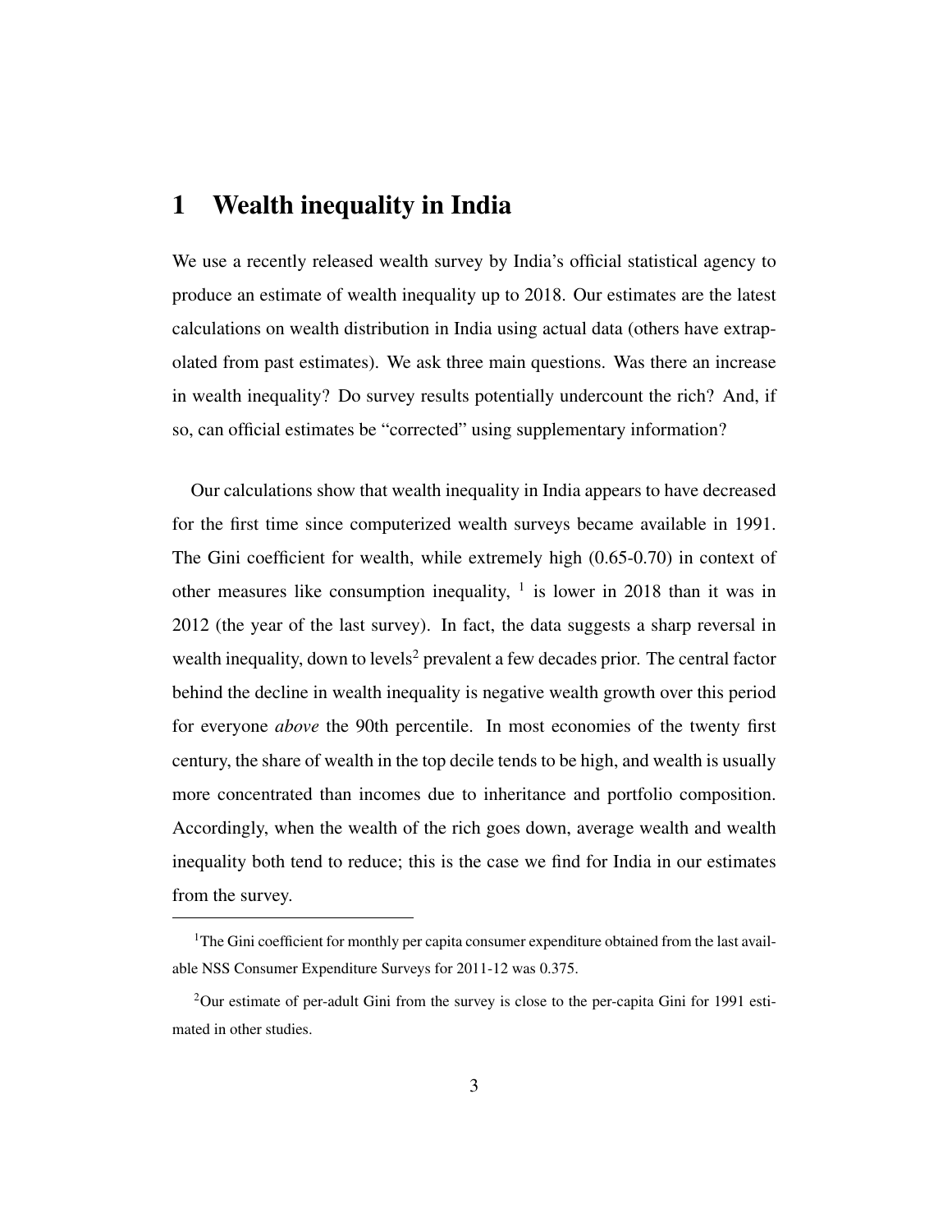# 1 Wealth inequality in India

We use a recently released wealth survey by India's official statistical agency to produce an estimate of wealth inequality up to 2018. Our estimates are the latest calculations on wealth distribution in India using actual data (others have extrapolated from past estimates). We ask three main questions. Was there an increase in wealth inequality? Do survey results potentially undercount the rich? And, if so, can official estimates be "corrected" using supplementary information?

Our calculations show that wealth inequality in India appears to have decreased for the first time since computerized wealth surveys became available in 1991. The Gini coefficient for wealth, while extremely high (0.65-0.70) in context of other measures like consumption inequality, [1] is lower in 2018 than it was in 2012 (the year of the last survey). In fact, the data suggests a sharp reversal in wealth inequality, down to levels[2] prevalent a few decades prior. The central factor behind the decline in wealth inequality is negative wealth growth over this period for everyone *above* the 90th percentile. In most economies of the twenty first century, the share of wealth in the top decile tends to be high, and wealth is usually more concentrated than incomes due to inheritance and portfolio composition. Accordingly, when the wealth of the rich goes down, average wealth and wealth inequality both tend to reduce; this is the case we find for India in our estimates from the survey.

[1] The Gini coefficient for monthly per capita consumer expenditure obtained from the last available NSS Consumer Expenditure Surveys for 2011-12 was 0.375.

[2] Our estimate of per-adult Gini from the survey is close to the per-capita Gini for 1991 estimated in other studies.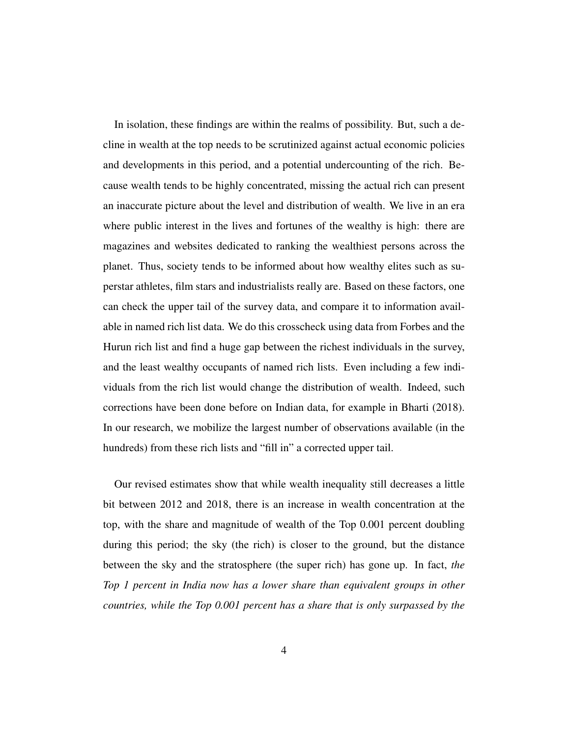In isolation, these findings are within the realms of possibility. But, such a decline in wealth at the top needs to be scrutinized against actual economic policies and developments in this period, and a potential undercounting of the rich. Because wealth tends to be highly concentrated, missing the actual rich can present an inaccurate picture about the level and distribution of wealth. We live in an era where public interest in the lives and fortunes of the wealthy is high: there are magazines and websites dedicated to ranking the wealthiest persons across the planet. Thus, society tends to be informed about how wealthy elites such as superstar athletes, film stars and industrialists really are. Based on these factors, one can check the upper tail of the survey data, and compare it to information available in named rich list data. We do this crosscheck using data from Forbes and the Hurun rich list and find a huge gap between the richest individuals in the survey, and the least wealthy occupants of named rich lists. Even including a few individuals from the rich list would change the distribution of wealth. Indeed, such corrections have been done before on Indian data, for example in Bharti (2018). In our research, we mobilize the largest number of observations available (in the hundreds) from these rich lists and "fill in" a corrected upper tail.

Our revised estimates show that while wealth inequality still decreases a little bit between 2012 and 2018, there is an increase in wealth concentration at the top, with the share and magnitude of wealth of the Top 0.001 percent doubling during this period; the sky (the rich) is closer to the ground, but the distance between the sky and the stratosphere (the super rich) has gone up. In fact, *the Top 1 percent in India now has a lower share than equivalent groups in other countries, while the Top 0.001 percent has a share that is only surpassed by the*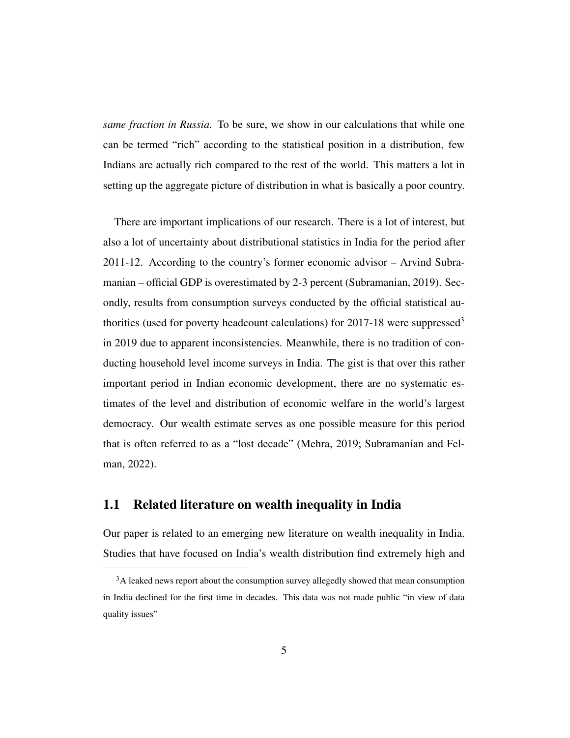*same fraction in Russia.* To be sure, we show in our calculations that while one can be termed "rich" according to the statistical position in a distribution, few Indians are actually rich compared to the rest of the world. This matters a lot in setting up the aggregate picture of distribution in what is basically a poor country.

There are important implications of our research. There is a lot of interest, but also a lot of uncertainty about distributional statistics in India for the period after 2011-12. According to the country's former economic advisor – Arvind Subramanian – official GDP is overestimated by 2-3 percent (Subramanian, 2019). Secondly, results from consumption surveys conducted by the official statistical authorities (used for poverty headcount calculations) for 2017-18 were suppressed[3] in 2019 due to apparent inconsistencies. Meanwhile, there is no tradition of conducting household level income surveys in India. The gist is that over this rather important period in Indian economic development, there are no systematic estimates of the level and distribution of economic welfare in the world's largest democracy. Our wealth estimate serves as one possible measure for this period that is often referred to as a "lost decade" (Mehra, 2019; Subramanian and Felman, 2022).

## 1.1 Related literature on wealth inequality in India

Our paper is related to an emerging new literature on wealth inequality in India. Studies that have focused on India's wealth distribution find extremely high and

[3] A leaked news report about the consumption survey allegedly showed that mean consumption in India declined for the first time in decades. This data was not made public "in view of data quality issues"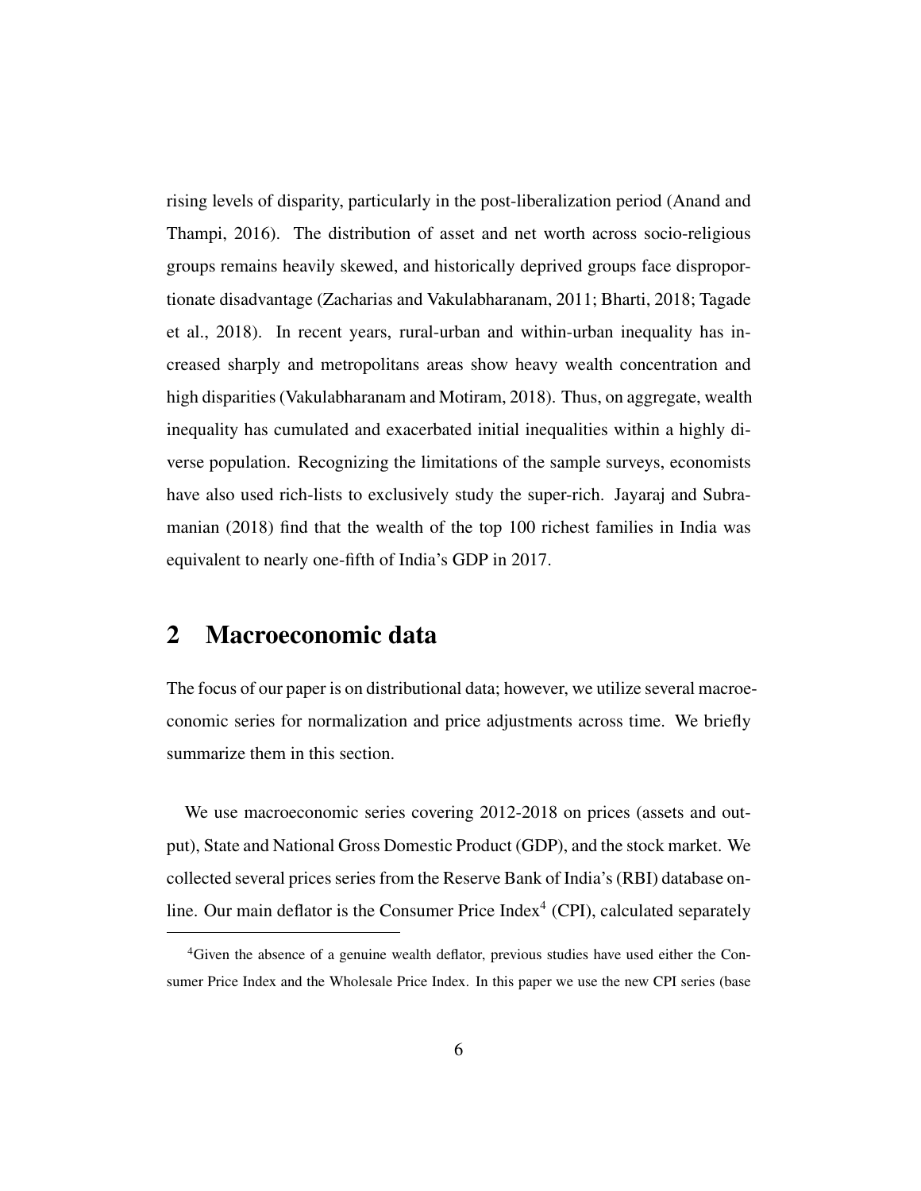rising levels of disparity, particularly in the post-liberalization period (Anand and Thampi, 2016). The distribution of asset and net worth across socio-religious groups remains heavily skewed, and historically deprived groups face disproportionate disadvantage (Zacharias and Vakulabharanam, 2011; Bharti, 2018; Tagade et al., 2018). In recent years, rural-urban and within-urban inequality has increased sharply and metropolitans areas show heavy wealth concentration and high disparities (Vakulabharanam and Motiram, 2018). Thus, on aggregate, wealth inequality has cumulated and exacerbated initial inequalities within a highly diverse population. Recognizing the limitations of the sample surveys, economists have also used rich-lists to exclusively study the super-rich. Jayaraj and Subramanian (2018) find that the wealth of the top 100 richest families in India was equivalent to nearly one-fifth of India's GDP in 2017.

## 2 Macroeconomic data

The focus of our paper is on distributional data; however, we utilize several macroeconomic series for normalization and price adjustments across time. We briefly summarize them in this section.

We use macroeconomic series covering 2012-2018 on prices (assets and output), State and National Gross Domestic Product (GDP), and the stock market. We collected several prices series from the Reserve Bank of India's (RBI) database online. Our main deflator is the Consumer Price Index[4] (CPI), calculated separately

[4]Given the absence of a genuine wealth deflator, previous studies have used either the Consumer Price Index and the Wholesale Price Index. In this paper we use the new CPI series (base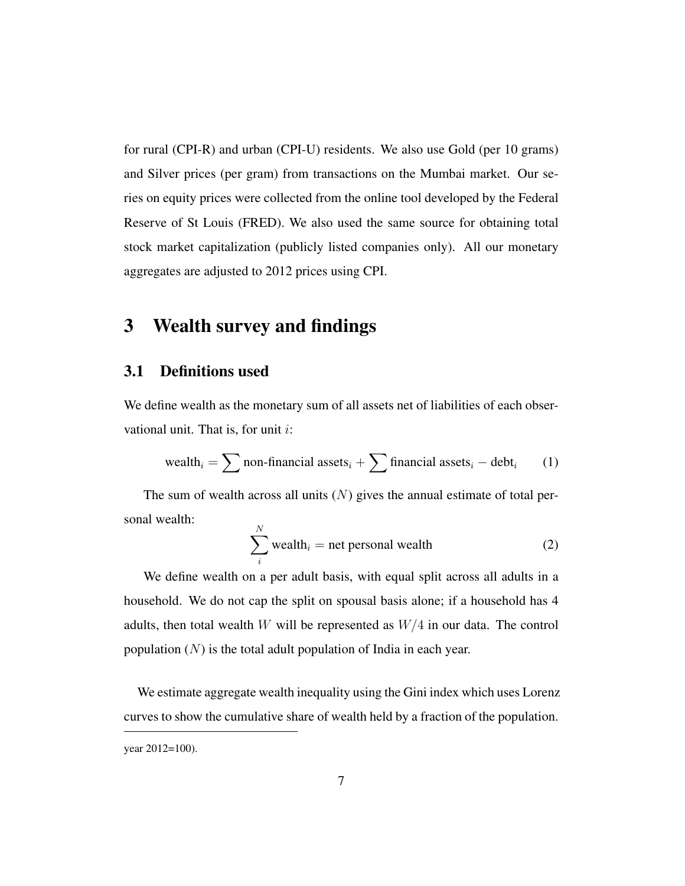for rural (CPI-R) and urban (CPI-U) residents. We also use Gold (per 10 grams) and Silver prices (per gram) from transactions on the Mumbai market. Our series on equity prices were collected from the online tool developed by the Federal Reserve of St Louis (FRED). We also used the same source for obtaining total stock market capitalization (publicly listed companies only). All our monetary aggregates are adjusted to 2012 prices using CPI.

# 3 Wealth survey and findings

## 3.1 Definitions used

We define wealth as the monetary sum of all assets net of liabilities of each observational unit. That is, for unit $i$:

$$\text{wealth}_i = \sum \text{non-financial assets}_i + \sum \text{financial assets}_i - \text{debt}_i \tag{1}$$

The sum of wealth across all units ($N$) gives the annual estimate of total personal wealth:

$$\sum_i^N \text{wealth}_i = \text{net personal wealth} \tag{2}$$

We define wealth on a per adult basis, with equal split across all adults in a household. We do not cap the split on spousal basis alone; if a household has 4 adults, then total wealth $W$ will be represented as $W/4$ in our data. The control population ($N$) is the total adult population of India in each year.

We estimate aggregate wealth inequality using the Gini index which uses Lorenz curves to show the cumulative share of wealth held by a fraction of the population.

year 2012=100).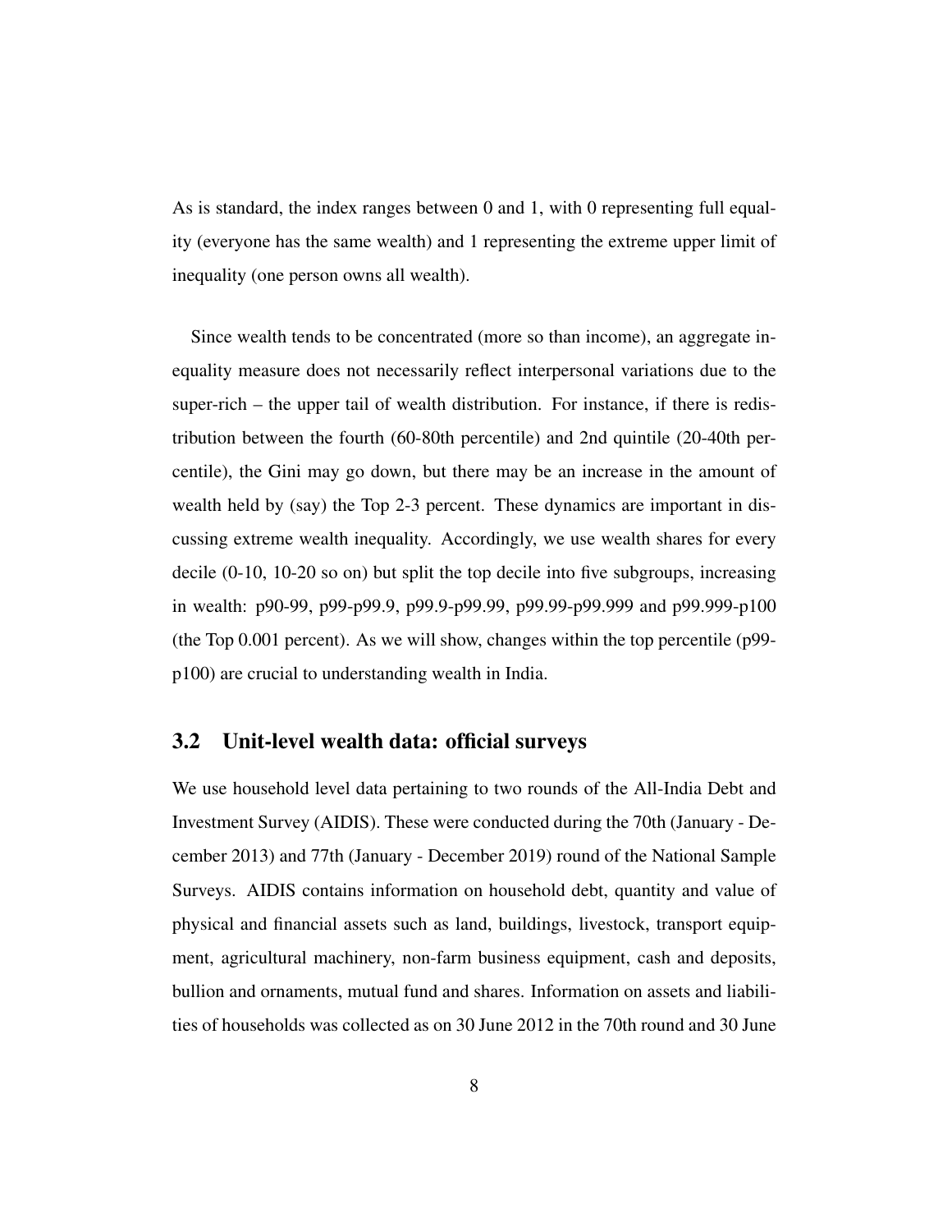As is standard, the index ranges between 0 and 1, with 0 representing full equality (everyone has the same wealth) and 1 representing the extreme upper limit of inequality (one person owns all wealth).

Since wealth tends to be concentrated (more so than income), an aggregate inequality measure does not necessarily reflect interpersonal variations due to the super-rich – the upper tail of wealth distribution. For instance, if there is redistribution between the fourth (60-80th percentile) and 2nd quintile (20-40th percentile), the Gini may go down, but there may be an increase in the amount of wealth held by (say) the Top 2-3 percent. These dynamics are important in discussing extreme wealth inequality. Accordingly, we use wealth shares for every decile (0-10, 10-20 so on) but split the top decile into five subgroups, increasing in wealth: p90-99, p99-p99.9, p99.9-p99.99, p99.99-p99.999 and p99.999-p100 (the Top 0.001 percent). As we will show, changes within the top percentile (p99-p100) are crucial to understanding wealth in India.

## 3.2 Unit-level wealth data: official surveys

We use household level data pertaining to two rounds of the All-India Debt and Investment Survey (AIDIS). These were conducted during the 70th (January - December 2013) and 77th (January - December 2019) round of the National Sample Surveys. AIDIS contains information on household debt, quantity and value of physical and financial assets such as land, buildings, livestock, transport equipment, agricultural machinery, non-farm business equipment, cash and deposits, bullion and ornaments, mutual fund and shares. Information on assets and liabilities of households was collected as on 30 June 2012 in the 70th round and 30 June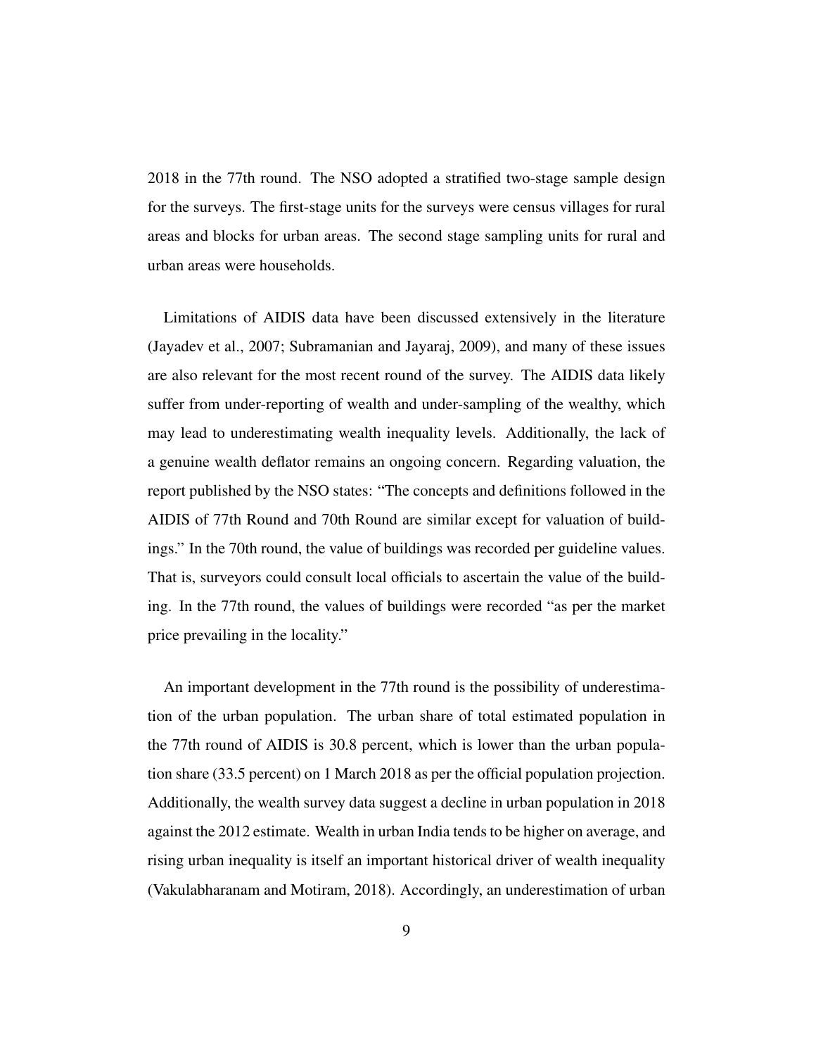2018 in the 77th round. The NSO adopted a stratified two-stage sample design for the surveys. The first-stage units for the surveys were census villages for rural areas and blocks for urban areas. The second stage sampling units for rural and urban areas were households.

Limitations of AIDIS data have been discussed extensively in the literature (Jayadev et al., 2007; Subramanian and Jayaraj, 2009), and many of these issues are also relevant for the most recent round of the survey. The AIDIS data likely suffer from under-reporting of wealth and under-sampling of the wealthy, which may lead to underestimating wealth inequality levels. Additionally, the lack of a genuine wealth deflator remains an ongoing concern. Regarding valuation, the report published by the NSO states: "The concepts and definitions followed in the AIDIS of 77th Round and 70th Round are similar except for valuation of buildings." In the 70th round, the value of buildings was recorded per guideline values. That is, surveyors could consult local officials to ascertain the value of the building. In the 77th round, the values of buildings were recorded "as per the market price prevailing in the locality."

An important development in the 77th round is the possibility of underestimation of the urban population. The urban share of total estimated population in the 77th round of AIDIS is 30.8 percent, which is lower than the urban population share (33.5 percent) on 1 March 2018 as per the official population projection. Additionally, the wealth survey data suggest a decline in urban population in 2018 against the 2012 estimate. Wealth in urban India tends to be higher on average, and rising urban inequality is itself an important historical driver of wealth inequality (Vakulabharanam and Motiram, 2018). Accordingly, an underestimation of urban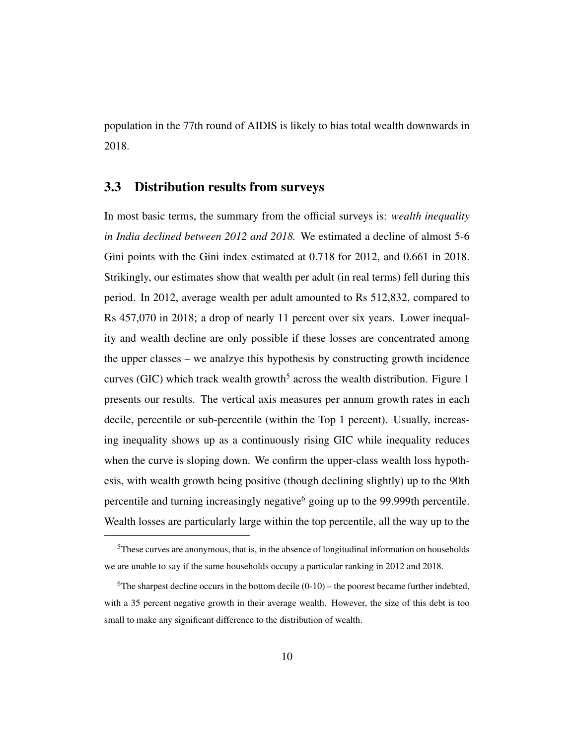population in the 77th round of AIDIS is likely to bias total wealth downwards in 2018.

### 3.3 Distribution results from surveys

In most basic terms, the summary from the official surveys is: *wealth inequality in India declined between 2012 and 2018.* We estimated a decline of almost 5-6 Gini points with the Gini index estimated at 0.718 for 2012, and 0.661 in 2018. Strikingly, our estimates show that wealth per adult (in real terms) fell during this period. In 2012, average wealth per adult amounted to Rs 512,832, compared to Rs 457,070 in 2018; a drop of nearly 11 percent over six years. Lower inequality and wealth decline are only possible if these losses are concentrated among the upper classes – we analzye this hypothesis by constructing growth incidence curves (GIC) which track wealth growth[5] across the wealth distribution. Figure 1 presents our results. The vertical axis measures per annum growth rates in each decile, percentile or sub-percentile (within the Top 1 percent). Usually, increasing inequality shows up as a continuously rising GIC while inequality reduces when the curve is sloping down. We confirm the upper-class wealth loss hypothesis, with wealth growth being positive (though declining slightly) up to the 90th percentile and turning increasingly negative[6] going up to the 99.999th percentile. Wealth losses are particularly large within the top percentile, all the way up to the

[5]These curves are anonymous, that is, in the absence of longitudinal information on households we are unable to say if the same households occupy a particular ranking in 2012 and 2018.

[6]The sharpest decline occurs in the bottom decile (0-10) – the poorest became further indebted, with a 35 percent negative growth in their average wealth. However, the size of this debt is too small to make any significant difference to the distribution of wealth.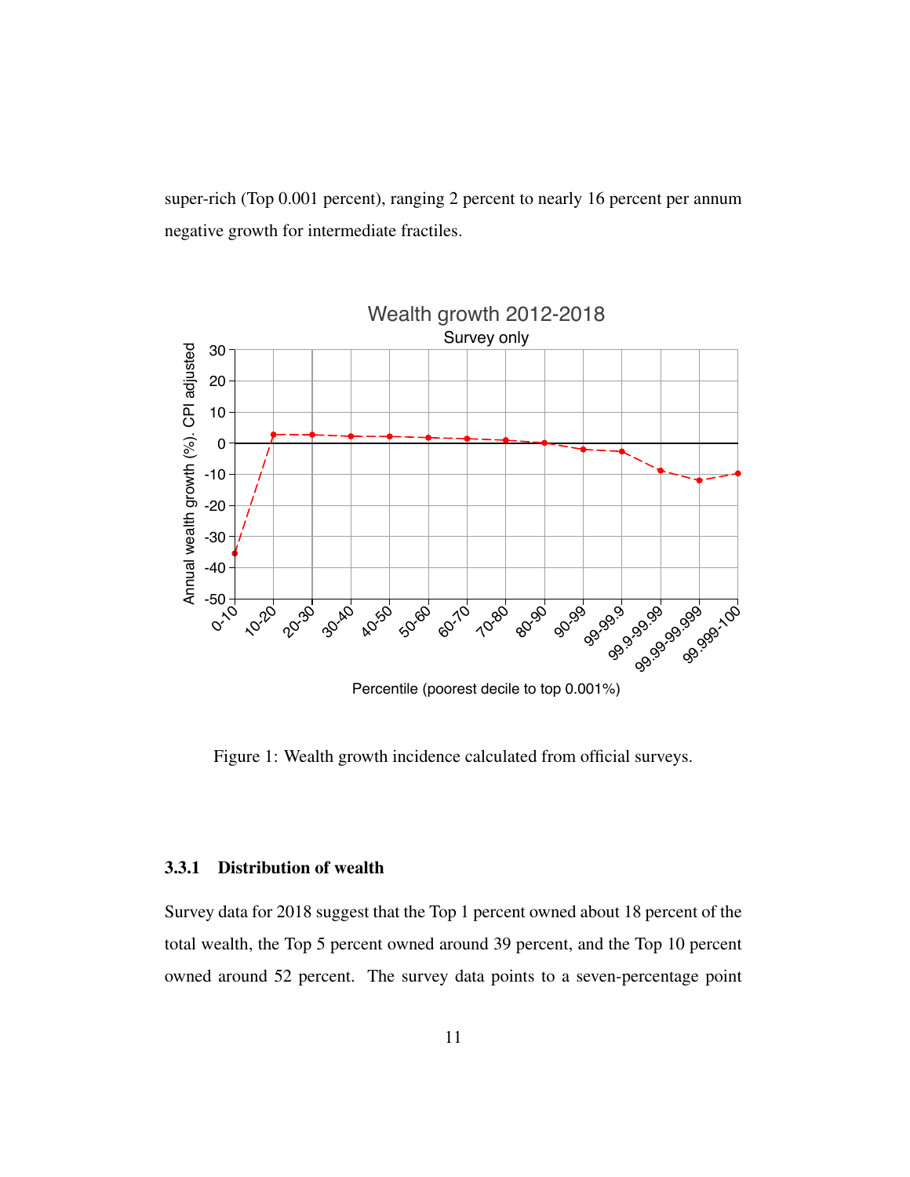super-rich (Top 0.001 percent), ranging 2 percent to nearly 16 percent per annum negative growth for intermediate fractiles.

Figure 1: Wealth growth incidence calculated from official surveys.

### 3.3.1 Distribution of wealth

Survey data for 2018 suggest that the Top 1 percent owned about 18 percent of the total wealth, the Top 5 percent owned around 39 percent, and the Top 10 percent owned around 52 percent. The survey data points to a seven-percentage point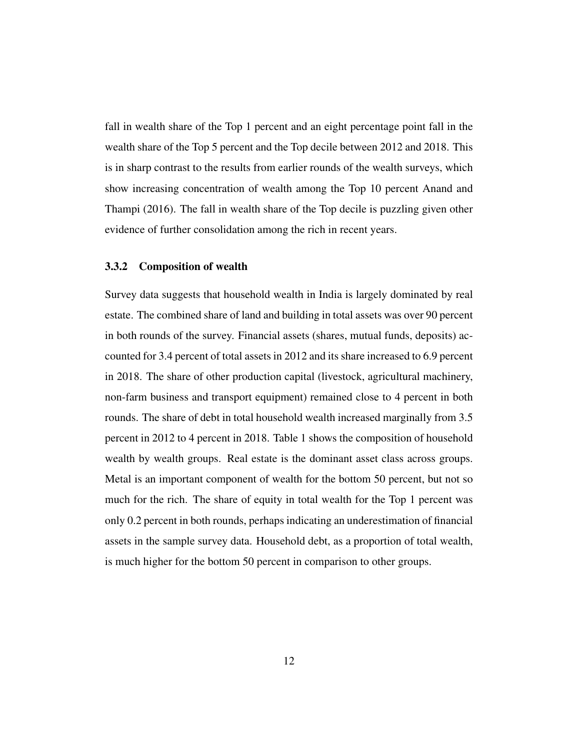fall in wealth share of the Top 1 percent and an eight percentage point fall in the wealth share of the Top 5 percent and the Top decile between 2012 and 2018. This is in sharp contrast to the results from earlier rounds of the wealth surveys, which show increasing concentration of wealth among the Top 10 percent Anand and Thampi (2016). The fall in wealth share of the Top decile is puzzling given other evidence of further consolidation among the rich in recent years.

### 3.3.2 Composition of wealth

Survey data suggests that household wealth in India is largely dominated by real estate. The combined share of land and building in total assets was over 90 percent in both rounds of the survey. Financial assets (shares, mutual funds, deposits) accounted for 3.4 percent of total assets in 2012 and its share increased to 6.9 percent in 2018. The share of other production capital (livestock, agricultural machinery, non-farm business and transport equipment) remained close to 4 percent in both rounds. The share of debt in total household wealth increased marginally from 3.5 percent in 2012 to 4 percent in 2018. Table 1 shows the composition of household wealth by wealth groups. Real estate is the dominant asset class across groups. Metal is an important component of wealth for the bottom 50 percent, but not so much for the rich. The share of equity in total wealth for the Top 1 percent was only 0.2 percent in both rounds, perhaps indicating an underestimation of financial assets in the sample survey data. Household debt, as a proportion of total wealth, is much higher for the bottom 50 percent in comparison to other groups.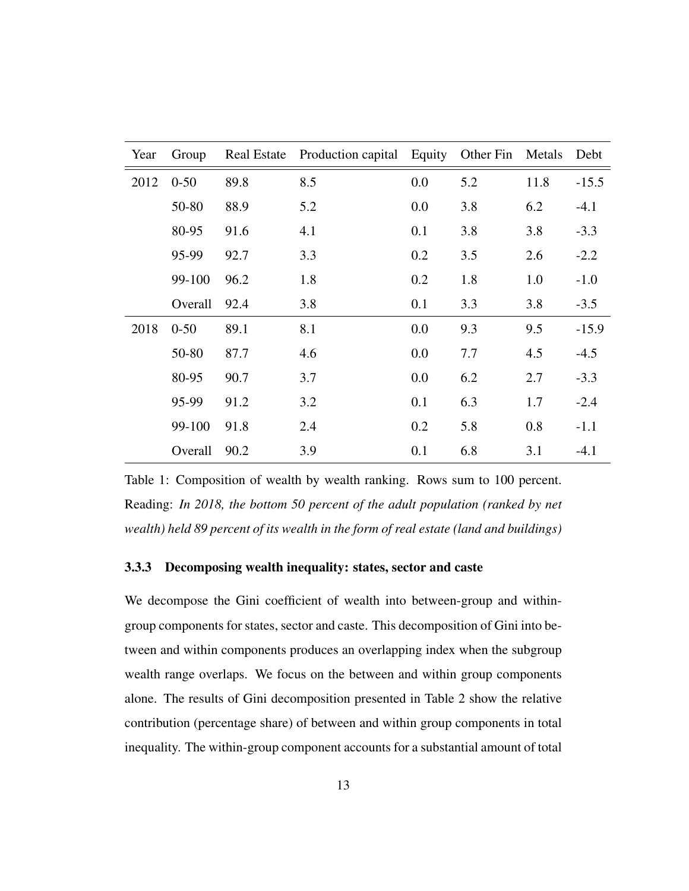| Year | Group | Real Estate | Production capital | Equity | Other Fin | Metals | Debt |
|---|---|---|---|---|---|---|---|
| 2012 | 0-50 | 89.8 | 8.5 | 0.0 | 5.2 | 11.8 | -15.5 |
| | 50-80 | 88.9 | 5.2 | 0.0 | 3.8 | 6.2 | -4.1 |
| | 80-95 | 91.6 | 4.1 | 0.1 | 3.8 | 3.8 | -3.3 |
| | 95-99 | 92.7 | 3.3 | 0.2 | 3.5 | 2.6 | -2.2 |
| | 99-100 | 96.2 | 1.8 | 0.2 | 1.8 | 1.0 | -1.0 |
| | Overall | 92.4 | 3.8 | 0.1 | 3.3 | 3.8 | -3.5 |
| 2018 | 0-50 | 89.1 | 8.1 | 0.0 | 9.3 | 9.5 | -15.9 |
| | 50-80 | 87.7 | 4.6 | 0.0 | 7.7 | 4.5 | -4.5 |
| | 80-95 | 90.7 | 3.7 | 0.0 | 6.2 | 2.7 | -3.3 |
| | 95-99 | 91.2 | 3.2 | 0.1 | 6.3 | 1.7 | -2.4 |
| | 99-100 | 91.8 | 2.4 | 0.2 | 5.8 | 0.8 | -1.1 |
| | Overall | 90.2 | 3.9 | 0.1 | 6.8 | 3.1 | -4.1 |

Table 1: Composition of wealth by wealth ranking. Rows sum to 100 percent. Reading: *In 2018, the bottom 50 percent of the adult population (ranked by net wealth) held 89 percent of its wealth in the form of real estate (land and buildings)*

### 3.3.3 Decomposing wealth inequality: states, sector and caste

We decompose the Gini coefficient of wealth into between-group and within-group components for states, sector and caste. This decomposition of Gini into between and within components produces an overlapping index when the subgroup wealth range overlaps. We focus on the between and within group components alone. The results of Gini decomposition presented in Table 2 show the relative contribution (percentage share) of between and within group components in total inequality. The within-group component accounts for a substantial amount of total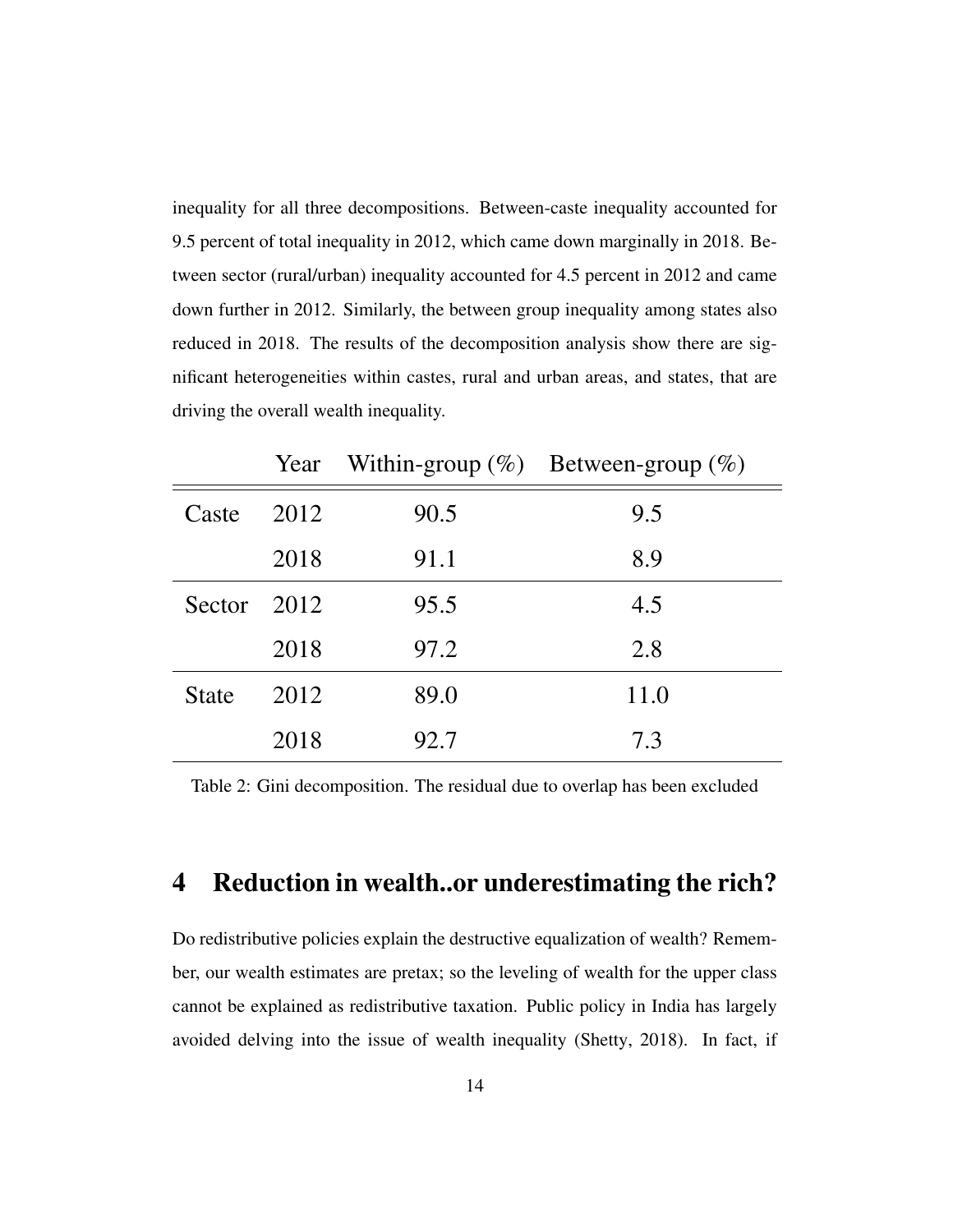inequality for all three decompositions. Between-caste inequality accounted for 9.5 percent of total inequality in 2012, which came down marginally in 2018. Between sector (rural/urban) inequality accounted for 4.5 percent in 2012 and came down further in 2012. Similarly, the between group inequality among states also reduced in 2018. The results of the decomposition analysis show there are significant heterogeneities within castes, rural and urban areas, and states, that are driving the overall wealth inequality.

| | Year | Within-group (%) | Between-group (%) |
|---|---|---|---|
| Caste | 2012 | 90.5 | 9.5 |
| | 2018 | 91.1 | 8.9 |
| Sector | 2012 | 95.5 | 4.5 |
| | 2018 | 97.2 | 2.8 |
| State | 2012 | 89.0 | 11.0 |
| | 2018 | 92.7 | 7.3 |

Table 2: Gini decomposition. The residual due to overlap has been excluded

## 4 Reduction in wealth..or underestimating the rich?

Do redistributive policies explain the destructive equalization of wealth? Remember, our wealth estimates are pretax; so the leveling of wealth for the upper class cannot be explained as redistributive taxation. Public policy in India has largely avoided delving into the issue of wealth inequality (Shetty, 2018). In fact, if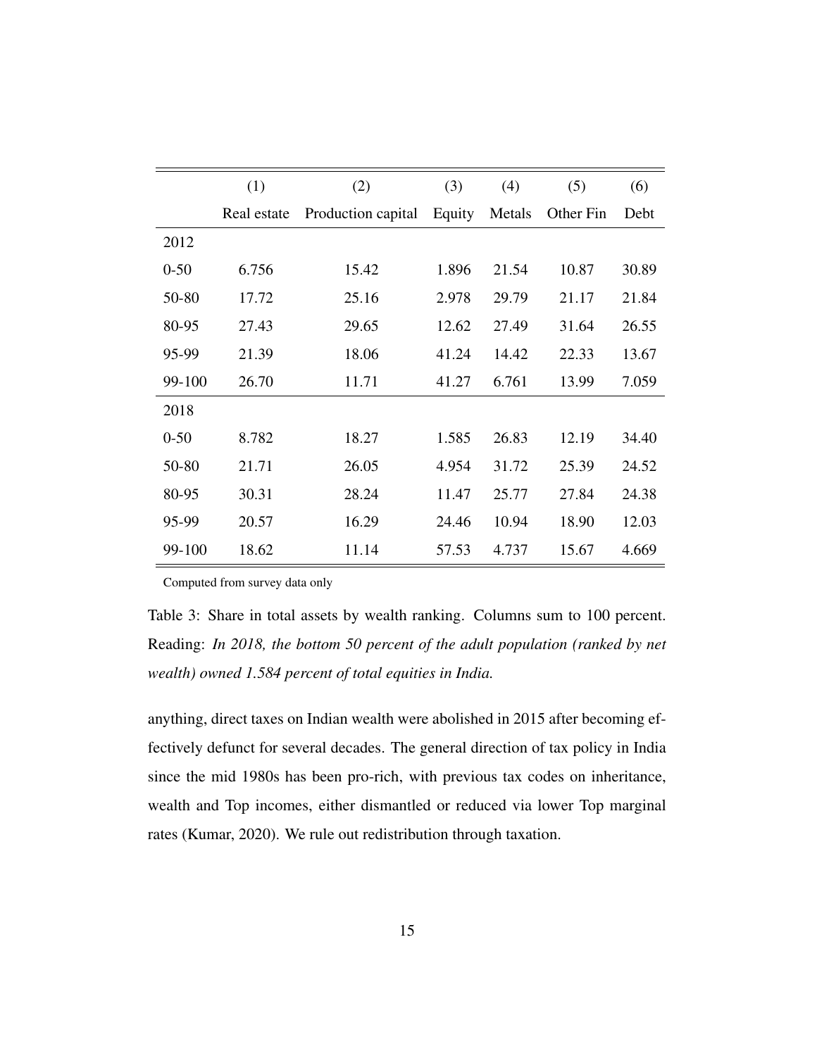|  | (1) | (2) | (3) | (4) | (5) | (6) |
|---|---|---|---|---|---|---|
|  | Real estate | Production capital | Equity | Metals | Other Fin | Debt |
| 2012 |  |  |  |  |  |  |
| 0-50 | 6.756 | 15.42 | 1.896 | 21.54 | 10.87 | 30.89 |
| 50-80 | 17.72 | 25.16 | 2.978 | 29.79 | 21.17 | 21.84 |
| 80-95 | 27.43 | 29.65 | 12.62 | 27.49 | 31.64 | 26.55 |
| 95-99 | 21.39 | 18.06 | 41.24 | 14.42 | 22.33 | 13.67 |
| 99-100 | 26.70 | 11.71 | 41.27 | 6.761 | 13.99 | 7.059 |
| 2018 |  |  |  |  |  |  |
| 0-50 | 8.782 | 18.27 | 1.585 | 26.83 | 12.19 | 34.40 |
| 50-80 | 21.71 | 26.05 | 4.954 | 31.72 | 25.39 | 24.52 |
| 80-95 | 30.31 | 28.24 | 11.47 | 25.77 | 27.84 | 24.38 |
| 95-99 | 20.57 | 16.29 | 24.46 | 10.94 | 18.90 | 12.03 |
| 99-100 | 18.62 | 11.14 | 57.53 | 4.737 | 15.67 | 4.669 |

Computed from survey data only

Table 3: Share in total assets by wealth ranking. Columns sum to 100 percent. Reading: *In 2018, the bottom 50 percent of the adult population (ranked by net wealth) owned 1.584 percent of total equities in India.*

anything, direct taxes on Indian wealth were abolished in 2015 after becoming effectively defunct for several decades. The general direction of tax policy in India since the mid 1980s has been pro-rich, with previous tax codes on inheritance, wealth and Top incomes, either dismantled or reduced via lower Top marginal rates (Kumar, 2020). We rule out redistribution through taxation.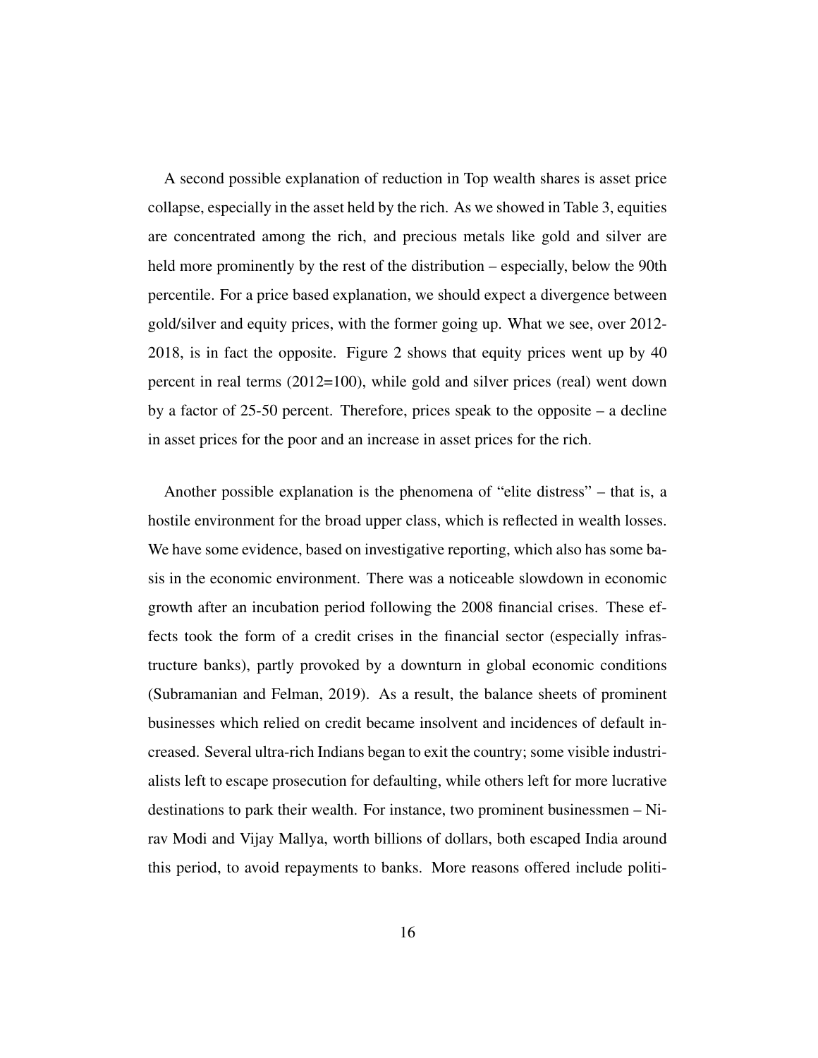A second possible explanation of reduction in Top wealth shares is asset price collapse, especially in the asset held by the rich. As we showed in Table 3, equities are concentrated among the rich, and precious metals like gold and silver are held more prominently by the rest of the distribution – especially, below the 90th percentile. For a price based explanation, we should expect a divergence between gold/silver and equity prices, with the former going up. What we see, over 2012-2018, is in fact the opposite. Figure 2 shows that equity prices went up by 40 percent in real terms (2012=100), while gold and silver prices (real) went down by a factor of 25-50 percent. Therefore, prices speak to the opposite – a decline in asset prices for the poor and an increase in asset prices for the rich.

Another possible explanation is the phenomena of "elite distress" – that is, a hostile environment for the broad upper class, which is reflected in wealth losses. We have some evidence, based on investigative reporting, which also has some basis in the economic environment. There was a noticeable slowdown in economic growth after an incubation period following the 2008 financial crises. These effects took the form of a credit crises in the financial sector (especially infrastructure banks), partly provoked by a downturn in global economic conditions (Subramanian and Felman, 2019). As a result, the balance sheets of prominent businesses which relied on credit became insolvent and incidences of default increased. Several ultra-rich Indians began to exit the country; some visible industrialists left to escape prosecution for defaulting, while others left for more lucrative destinations to park their wealth. For instance, two prominent businessmen – Nirav Modi and Vijay Mallya, worth billions of dollars, both escaped India around this period, to avoid repayments to banks. More reasons offered include politi-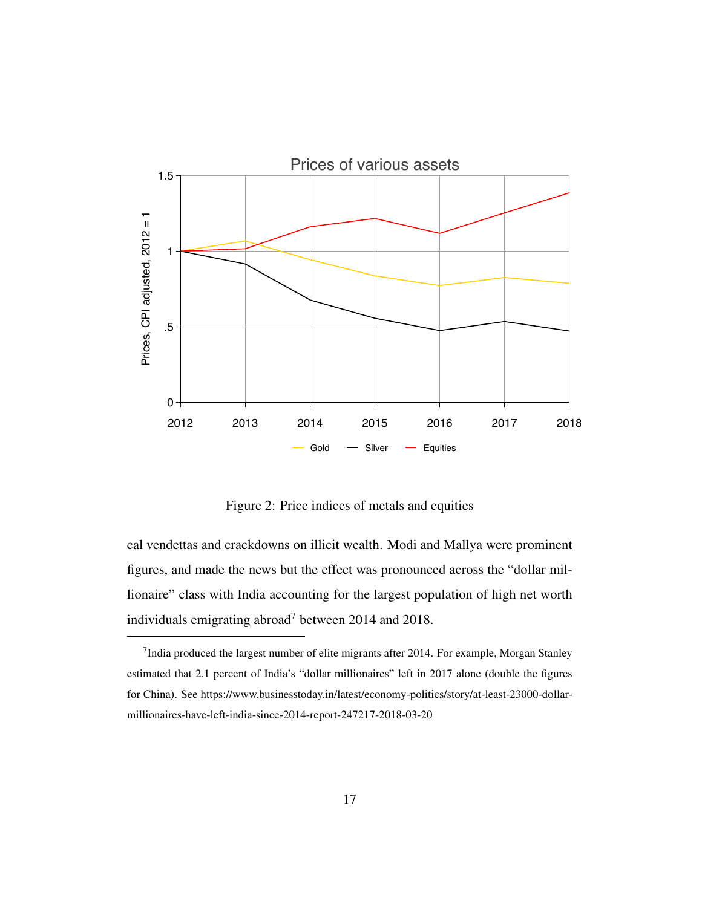Figure 2: Price indices of metals and equities

cal vendettas and crackdowns on illicit wealth. Modi and Mallya were prominent figures, and made the news but the effect was pronounced across the "dollar millionaire" class with India accounting for the largest population of high net worth individuals emigrating abroad[7] between 2014 and 2018.

[7] India produced the largest number of elite migrants after 2014. For example, Morgan Stanley estimated that 2.1 percent of India's "dollar millionaires" left in 2017 alone (double the figures for China). See https://www.businesstoday.in/latest/economy-politics/story/at-least-23000-dollar-millionaires-have-left-india-since-2014-report-247217-2018-03-20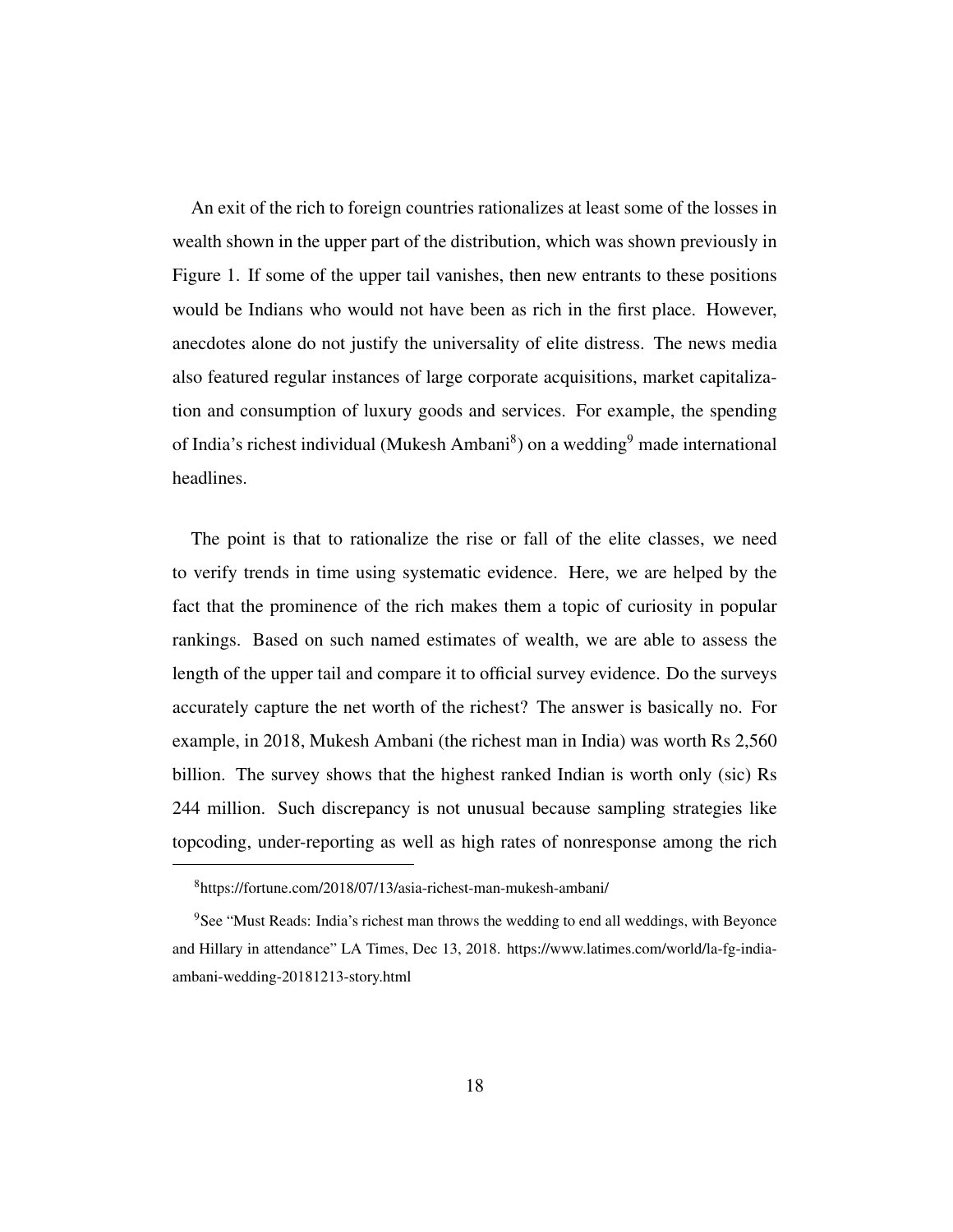An exit of the rich to foreign countries rationalizes at least some of the losses in wealth shown in the upper part of the distribution, which was shown previously in Figure 1. If some of the upper tail vanishes, then new entrants to these positions would be Indians who would not have been as rich in the first place. However, anecdotes alone do not justify the universality of elite distress. The news media also featured regular instances of large corporate acquisitions, market capitalization and consumption of luxury goods and services. For example, the spending of India's richest individual (Mukesh Ambani[8]) on a wedding[9] made international headlines.

The point is that to rationalize the rise or fall of the elite classes, we need to verify trends in time using systematic evidence. Here, we are helped by the fact that the prominence of the rich makes them a topic of curiosity in popular rankings. Based on such named estimates of wealth, we are able to assess the length of the upper tail and compare it to official survey evidence. Do the surveys accurately capture the net worth of the richest? The answer is basically no. For example, in 2018, Mukesh Ambani (the richest man in India) was worth Rs 2,560 billion. The survey shows that the highest ranked Indian is worth only (sic) Rs 244 million. Such discrepancy is not unusual because sampling strategies like topcoding, under-reporting as well as high rates of nonresponse among the rich

---

[8]https://fortune.com/2018/07/13/asia-richest-man-mukesh-ambani/

[9]See "Must Reads: India's richest man throws the wedding to end all weddings, with Beyonce and Hillary in attendance" LA Times, Dec 13, 2018. https://www.latimes.com/world/la-fg-india-ambani-wedding-20181213-story.html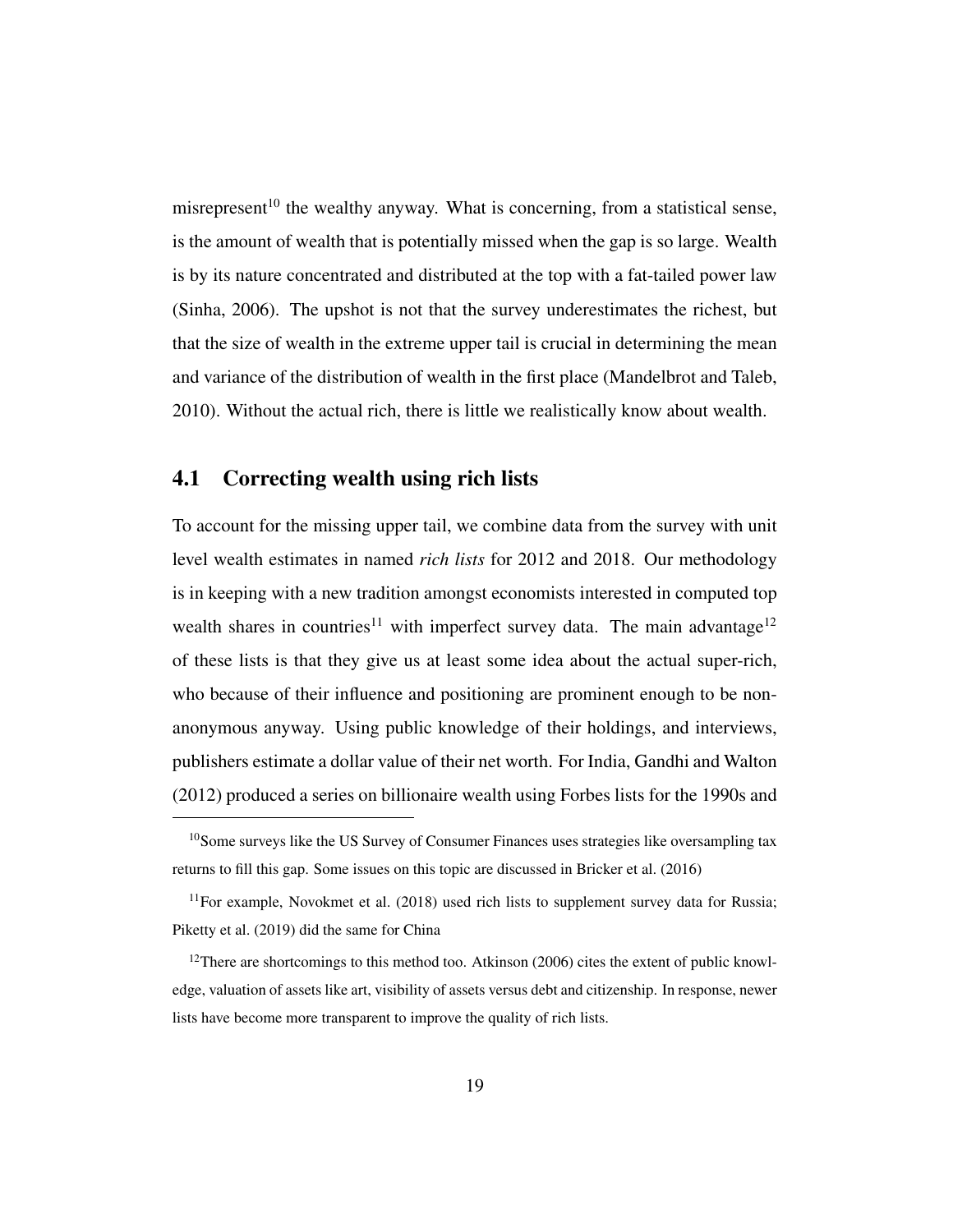misrepresent[10] the wealthy anyway. What is concerning, from a statistical sense, is the amount of wealth that is potentially missed when the gap is so large. Wealth is by its nature concentrated and distributed at the top with a fat-tailed power law (Sinha, 2006). The upshot is not that the survey underestimates the richest, but that the size of wealth in the extreme upper tail is crucial in determining the mean and variance of the distribution of wealth in the first place (Mandelbrot and Taleb, 2010). Without the actual rich, there is little we realistically know about wealth.

## 4.1 Correcting wealth using rich lists

To account for the missing upper tail, we combine data from the survey with unit level wealth estimates in named *rich lists* for 2012 and 2018. Our methodology is in keeping with a new tradition amongst economists interested in computed top wealth shares in countries[11] with imperfect survey data. The main advantage[12] of these lists is that they give us at least some idea about the actual super-rich, who because of their influence and positioning are prominent enough to be non-anonymous anyway. Using public knowledge of their holdings, and interviews, publishers estimate a dollar value of their net worth. For India, Gandhi and Walton (2012) produced a series on billionaire wealth using Forbes lists for the 1990s and

[10] Some surveys like the US Survey of Consumer Finances uses strategies like oversampling tax returns to fill this gap. Some issues on this topic are discussed in Bricker et al. (2016)

[11] For example, Novokmet et al. (2018) used rich lists to supplement survey data for Russia; Piketty et al. (2019) did the same for China

[12] There are shortcomings to this method too. Atkinson (2006) cites the extent of public knowledge, valuation of assets like art, visibility of assets versus debt and citizenship. In response, newer lists have become more transparent to improve the quality of rich lists.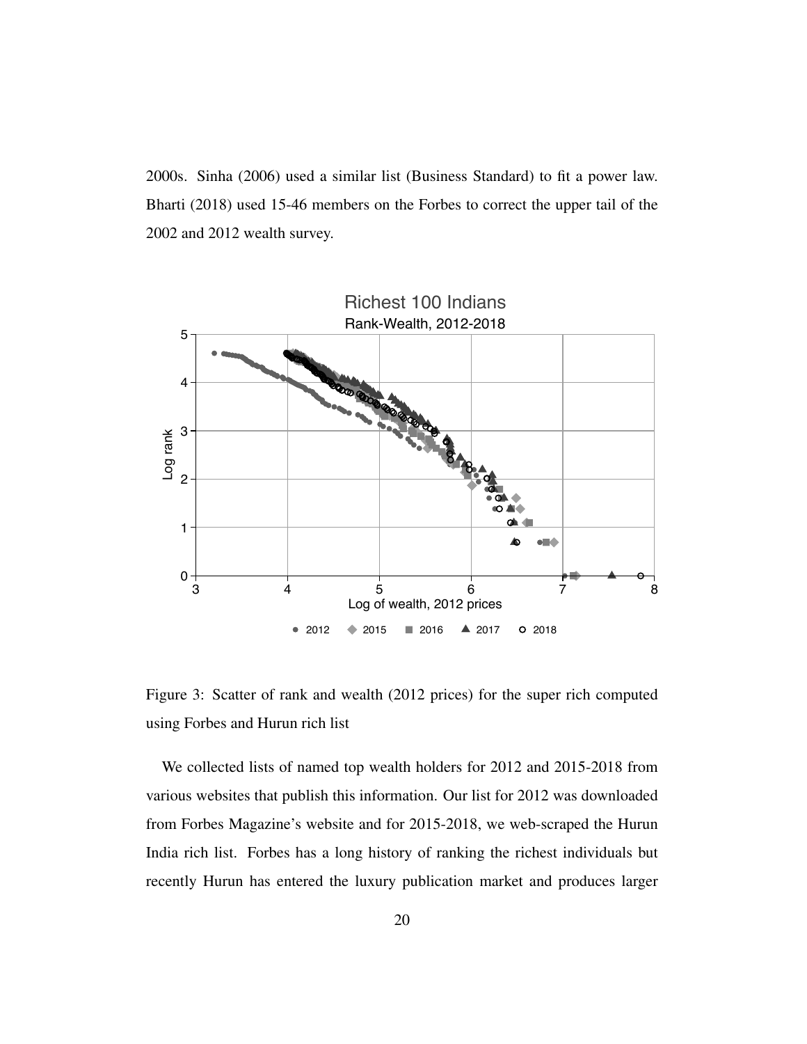2000s. Sinha (2006) used a similar list (Business Standard) to fit a power law. Bharti (2018) used 15-46 members on the Forbes to correct the upper tail of the 2002 and 2012 wealth survey.

Figure 3: Scatter of rank and wealth (2012 prices) for the super rich computed using Forbes and Hurun rich list

We collected lists of named top wealth holders for 2012 and 2015-2018 from various websites that publish this information. Our list for 2012 was downloaded from Forbes Magazine's website and for 2015-2018, we web-scraped the Hurun India rich list. Forbes has a long history of ranking the richest individuals but recently Hurun has entered the luxury publication market and produces larger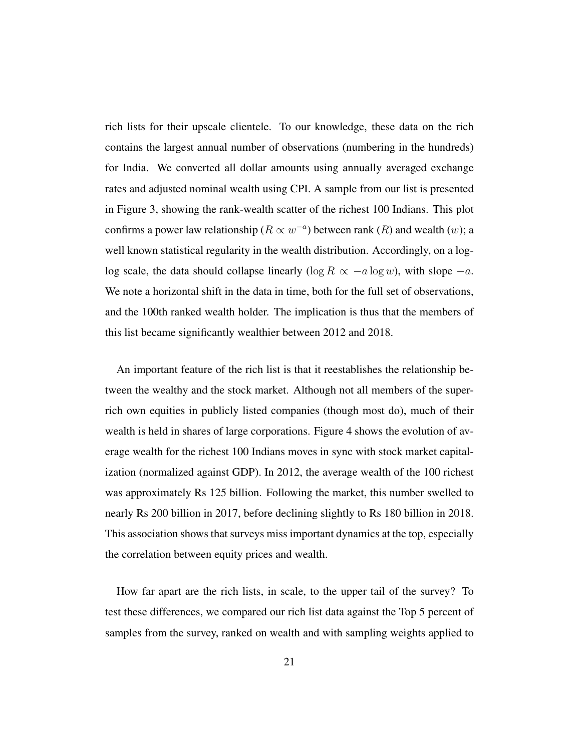rich lists for their upscale clientele. To our knowledge, these data on the rich contains the largest annual number of observations (numbering in the hundreds) for India. We converted all dollar amounts using annually averaged exchange rates and adjusted nominal wealth using CPI. A sample from our list is presented in Figure 3, showing the rank-wealth scatter of the richest 100 Indians. This plot confirms a power law relationship ($R \propto w^{-a}$) between rank ($R$) and wealth ($w$); a well known statistical regularity in the wealth distribution. Accordingly, on a log-log scale, the data should collapse linearly ($\log R \propto -a \log w$), with slope $-a$. We note a horizontal shift in the data in time, both for the full set of observations, and the 100th ranked wealth holder. The implication is thus that the members of this list became significantly wealthier between 2012 and 2018.

An important feature of the rich list is that it reestablishes the relationship between the wealthy and the stock market. Although not all members of the super-rich own equities in publicly listed companies (though most do), much of their wealth is held in shares of large corporations. Figure 4 shows the evolution of average wealth for the richest 100 Indians moves in sync with stock market capitalization (normalized against GDP). In 2012, the average wealth of the 100 richest was approximately Rs 125 billion. Following the market, this number swelled to nearly Rs 200 billion in 2017, before declining slightly to Rs 180 billion in 2018. This association shows that surveys miss important dynamics at the top, especially the correlation between equity prices and wealth.

How far apart are the rich lists, in scale, to the upper tail of the survey? To test these differences, we compared our rich list data against the Top 5 percent of samples from the survey, ranked on wealth and with sampling weights applied to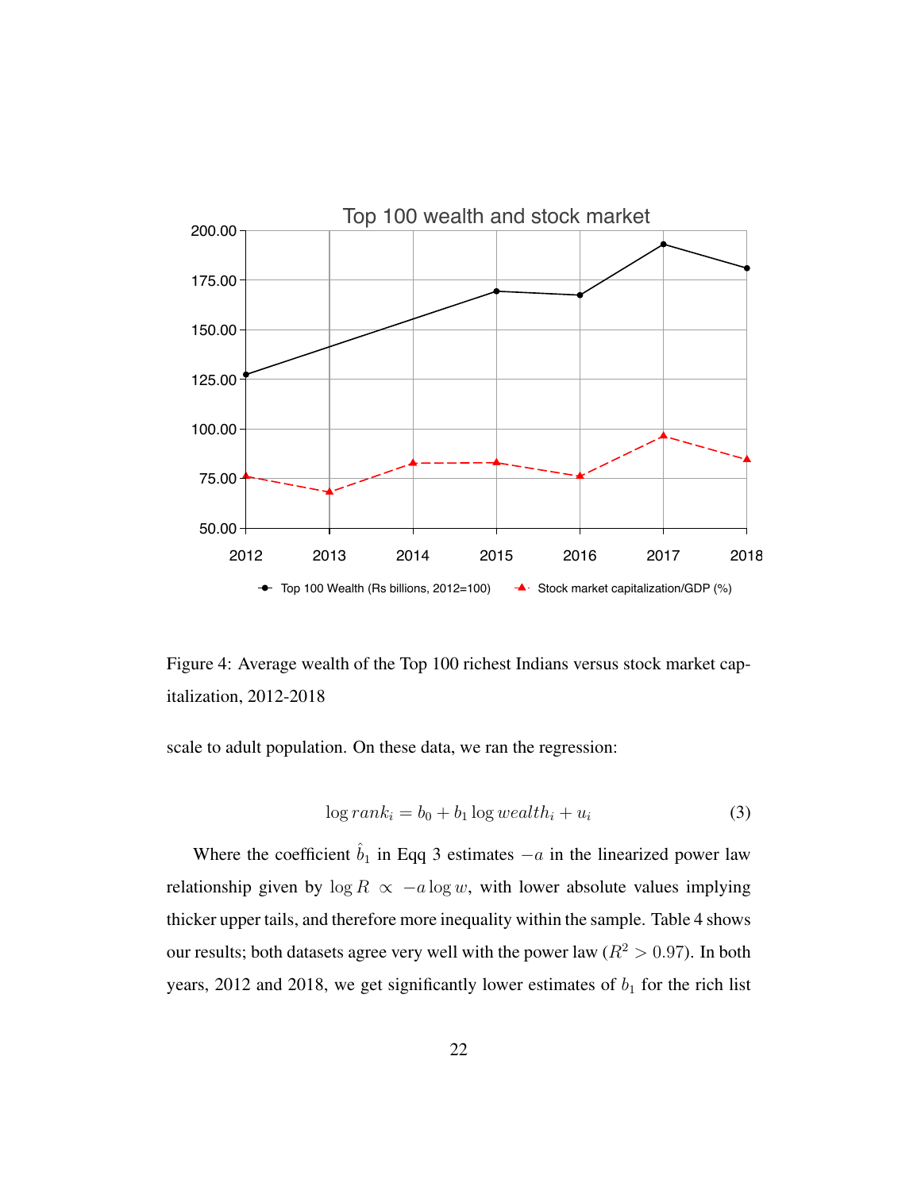Figure 4: Average wealth of the Top 100 richest Indians versus stock market capitalization, 2012-2018

scale to adult population. On these data, we ran the regression:

$$\log rank_i = b_0 + b_1 \log wealth_i + u_i \tag{3}$$

Where the coefficient $\hat{b}_1$ in Eqq 3 estimates $-a$ in the linearized power law relationship given by $\log R \propto -a \log w$, with lower absolute values implying thicker upper tails, and therefore more inequality within the sample. Table 4 shows our results; both datasets agree very well with the power law ($R^2 > 0.97$). In both years, 2012 and 2018, we get significantly lower estimates of $b_1$ for the rich list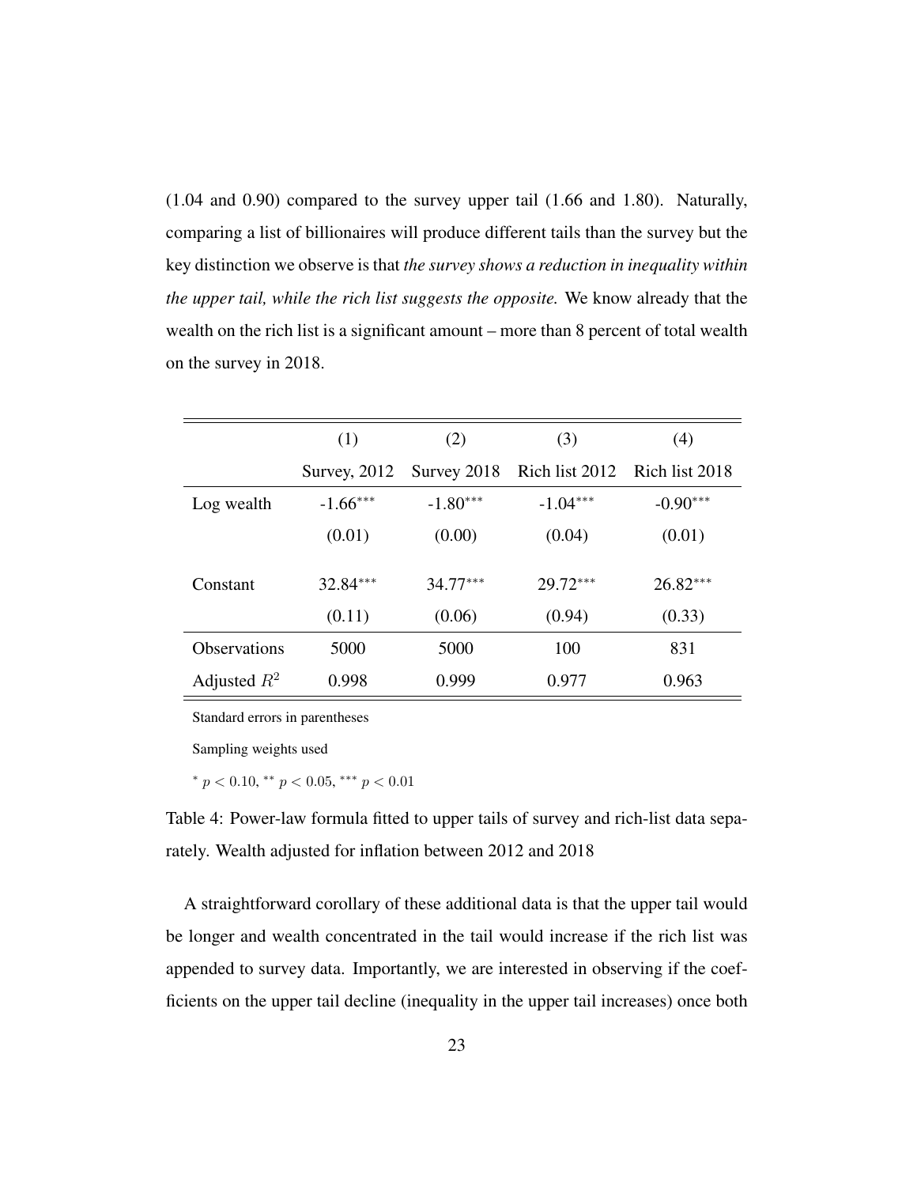(1.04 and 0.90) compared to the survey upper tail (1.66 and 1.80). Naturally, comparing a list of billionaires will produce different tails than the survey but the key distinction we observe is that *the survey shows a reduction in inequality within the upper tail, while the rich list suggests the opposite.* We know already that the wealth on the rich list is a significant amount – more than 8 percent of total wealth on the survey in 2018.

| | (1) | (2) | (3) | (4) |
|---|---|---|---|---|
| | Survey, 2012 | Survey 2018 | Rich list 2012 | Rich list 2018 |
| Log wealth | -1.66*** | -1.80*** | -1.04*** | -0.90*** |
| | (0.01) | (0.00) | (0.04) | (0.01) |
| Constant | 32.84*** | 34.77*** | 29.72*** | 26.82*** |
| | (0.11) | (0.06) | (0.94) | (0.33) |
| Observations | 5000 | 5000 | 100 | 831 |
| Adjusted $R^2$ | 0.998 | 0.999 | 0.977 | 0.963 |

Standard errors in parentheses

Sampling weights used

* $p < 0.10$, ** $p < 0.05$, *** $p < 0.01$

Table 4: Power-law formula fitted to upper tails of survey and rich-list data separately. Wealth adjusted for inflation between 2012 and 2018

A straightforward corollary of these additional data is that the upper tail would be longer and wealth concentrated in the tail would increase if the rich list was appended to survey data. Importantly, we are interested in observing if the coefficients on the upper tail decline (inequality in the upper tail increases) once both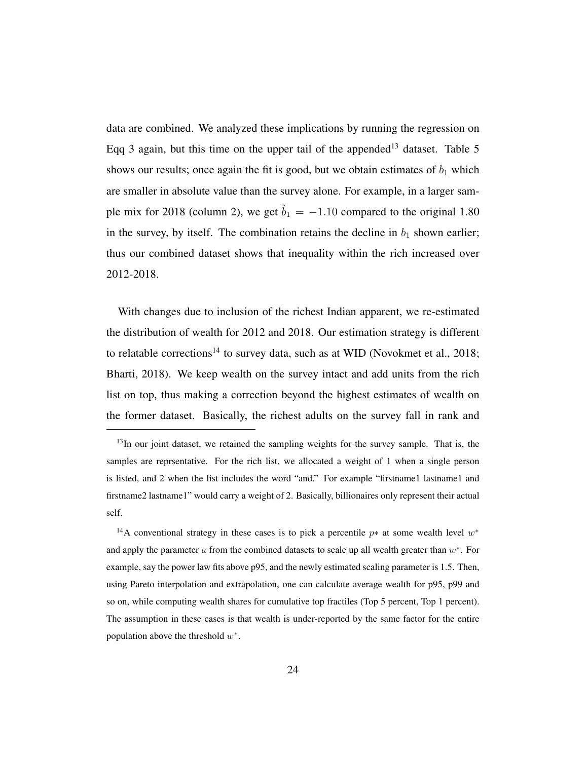data are combined. We analyzed these implications by running the regression on Eqq 3 again, but this time on the upper tail of the appended[13] dataset. Table 5 shows our results; once again the fit is good, but we obtain estimates of $b_1$ which are smaller in absolute value than the survey alone. For example, in a larger sample mix for 2018 (column 2), we get $\hat{b}_1 = -1.10$ compared to the original 1.80 in the survey, by itself. The combination retains the decline in $b_1$ shown earlier; thus our combined dataset shows that inequality within the rich increased over 2012-2018.

With changes due to inclusion of the richest Indian apparent, we re-estimated the distribution of wealth for 2012 and 2018. Our estimation strategy is different to relatable corrections[14] to survey data, such as at WID (Novokmet et al., 2018; Bharti, 2018). We keep wealth on the survey intact and add units from the rich list on top, thus making a correction beyond the highest estimates of wealth on the former dataset. Basically, the richest adults on the survey fall in rank and

[13] In our joint dataset, we retained the sampling weights for the survey sample. That is, the samples are reprsentative. For the rich list, we allocated a weight of 1 when a single person is listed, and 2 when the list includes the word "and." For example "firstname1 lastname1 and firstname2 lastname1" would carry a weight of 2. Basically, billionaires only represent their actual self.

[14] A conventional strategy in these cases is to pick a percentile $p*$ at some wealth level $w^*$ and apply the parameter $a$ from the combined datasets to scale up all wealth greater than $w^*$. For example, say the power law fits above p95, and the newly estimated scaling parameter is 1.5. Then, using Pareto interpolation and extrapolation, one can calculate average wealth for p95, p99 and so on, while computing wealth shares for cumulative top fractiles (Top 5 percent, Top 1 percent). The assumption in these cases is that wealth is under-reported by the same factor for the entire population above the threshold $w^*$.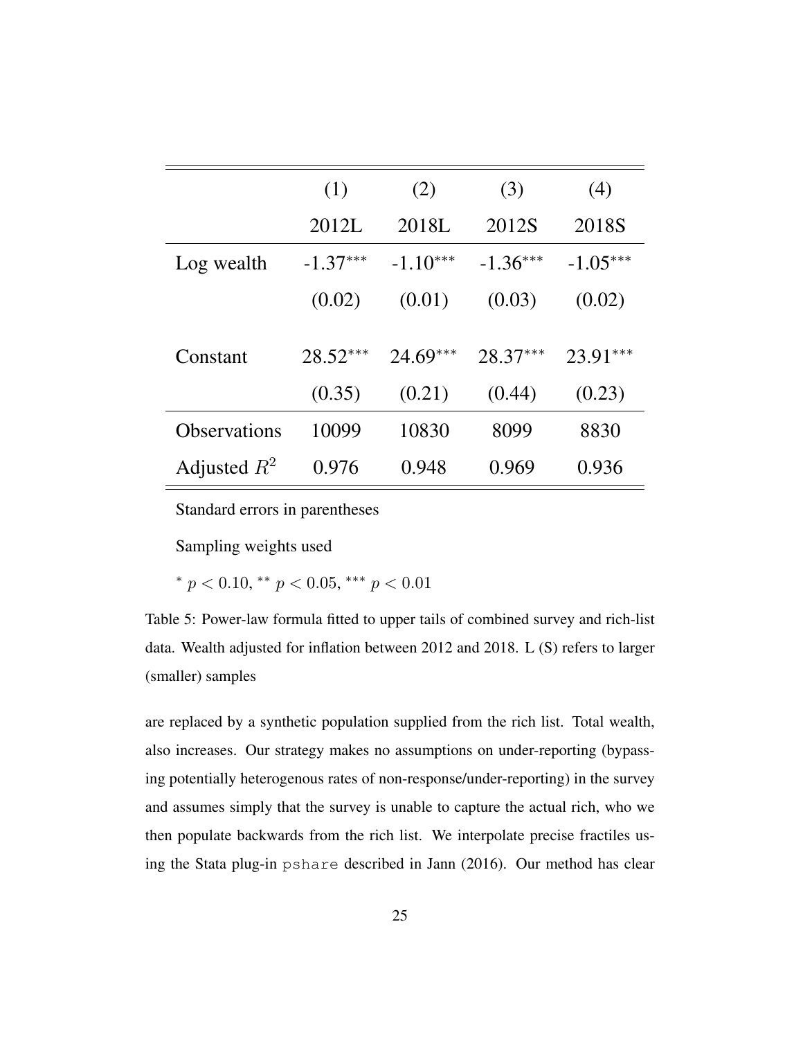|  | (1) | (2) | (3) | (4) |
|---|---|---|---|---|
|  | 2012L | 2018L | 2012S | 2018S |
| Log wealth | -1.37*** | -1.10*** | -1.36*** | -1.05*** |
|  | (0.02) | (0.01) | (0.03) | (0.02) |
| Constant | 28.52*** | 24.69*** | 28.37*** | 23.91*** |
|  | (0.35) | (0.21) | (0.44) | (0.23) |
| Observations | 10099 | 10830 | 8099 | 8830 |
| Adjusted $R^2$ | 0.976 | 0.948 | 0.969 | 0.936 |

Standard errors in parentheses

Sampling weights used

$^{*}$ $p < 0.10$, $^{**}$ $p < 0.05$, $^{***}$ $p < 0.01$

Table 5: Power-law formula fitted to upper tails of combined survey and rich-list data. Wealth adjusted for inflation between 2012 and 2018. L (S) refers to larger (smaller) samples

are replaced by a synthetic population supplied from the rich list. Total wealth, also increases. Our strategy makes no assumptions on under-reporting (bypassing potentially heterogenous rates of non-response/under-reporting) in the survey and assumes simply that the survey is unable to capture the actual rich, who we then populate backwards from the rich list. We interpolate precise fractiles using the Stata plug-in `pshare` described in Jann (2016). Our method has clear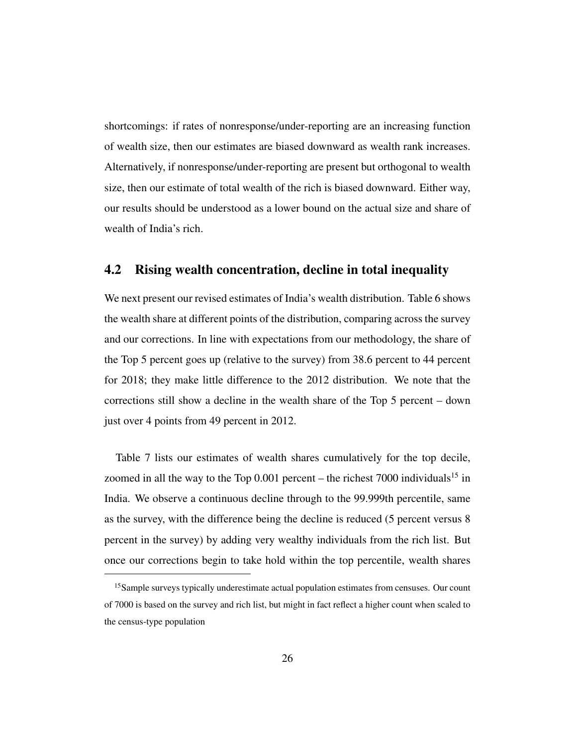shortcomings: if rates of nonresponse/under-reporting are an increasing function of wealth size, then our estimates are biased downward as wealth rank increases. Alternatively, if nonresponse/under-reporting are present but orthogonal to wealth size, then our estimate of total wealth of the rich is biased downward. Either way, our results should be understood as a lower bound on the actual size and share of wealth of India's rich.

## 4.2 Rising wealth concentration, decline in total inequality

We next present our revised estimates of India's wealth distribution. Table 6 shows the wealth share at different points of the distribution, comparing across the survey and our corrections. In line with expectations from our methodology, the share of the Top 5 percent goes up (relative to the survey) from 38.6 percent to 44 percent for 2018; they make little difference to the 2012 distribution. We note that the corrections still show a decline in the wealth share of the Top 5 percent – down just over 4 points from 49 percent in 2012.

Table 7 lists our estimates of wealth shares cumulatively for the top decile, zoomed in all the way to the Top 0.001 percent – the richest 7000 individuals[15] in India. We observe a continuous decline through to the 99.999th percentile, same as the survey, with the difference being the decline is reduced (5 percent versus 8 percent in the survey) by adding very wealthy individuals from the rich list. But once our corrections begin to take hold within the top percentile, wealth shares

[15] Sample surveys typically underestimate actual population estimates from censuses. Our count of 7000 is based on the survey and rich list, but might in fact reflect a higher count when scaled to the census-type population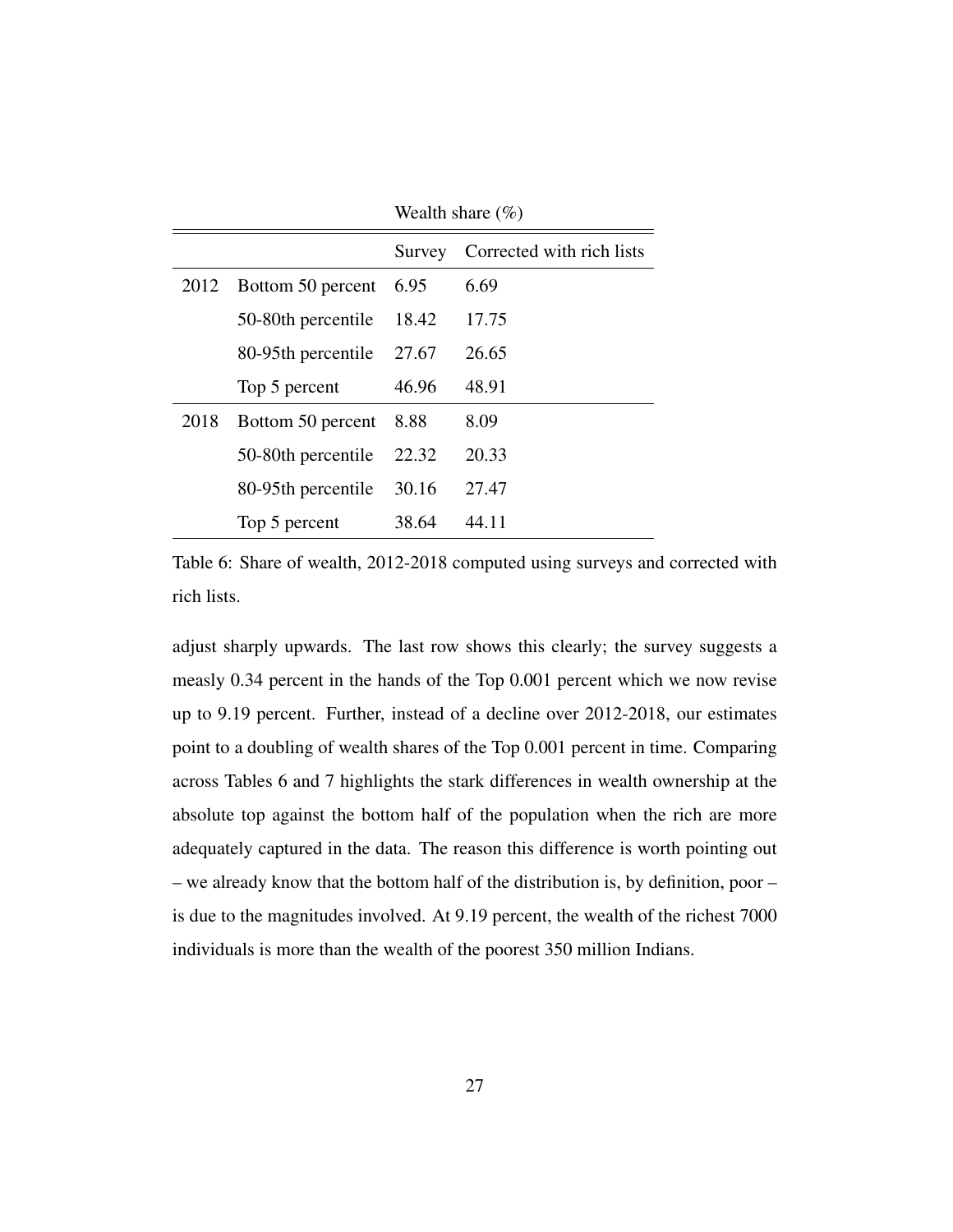| | | Wealth share (%) | |
|---|---|---|---|
| | | Survey | Corrected with rich lists |
| 2012 | Bottom 50 percent | 6.95 | 6.69 |
| | 50-80th percentile | 18.42 | 17.75 |
| | 80-95th percentile | 27.67 | 26.65 |
| | Top 5 percent | 46.96 | 48.91 |
| 2018 | Bottom 50 percent | 8.88 | 8.09 |
| | 50-80th percentile | 22.32 | 20.33 |
| | 80-95th percentile | 30.16 | 27.47 |
| | Top 5 percent | 38.64 | 44.11 |

Table 6: Share of wealth, 2012-2018 computed using surveys and corrected with rich lists.

adjust sharply upwards. The last row shows this clearly; the survey suggests a measly 0.34 percent in the hands of the Top 0.001 percent which we now revise up to 9.19 percent. Further, instead of a decline over 2012-2018, our estimates point to a doubling of wealth shares of the Top 0.001 percent in time. Comparing across Tables 6 and 7 highlights the stark differences in wealth ownership at the absolute top against the bottom half of the population when the rich are more adequately captured in the data. The reason this difference is worth pointing out – we already know that the bottom half of the distribution is, by definition, poor – is due to the magnitudes involved. At 9.19 percent, the wealth of the richest 7000 individuals is more than the wealth of the poorest 350 million Indians.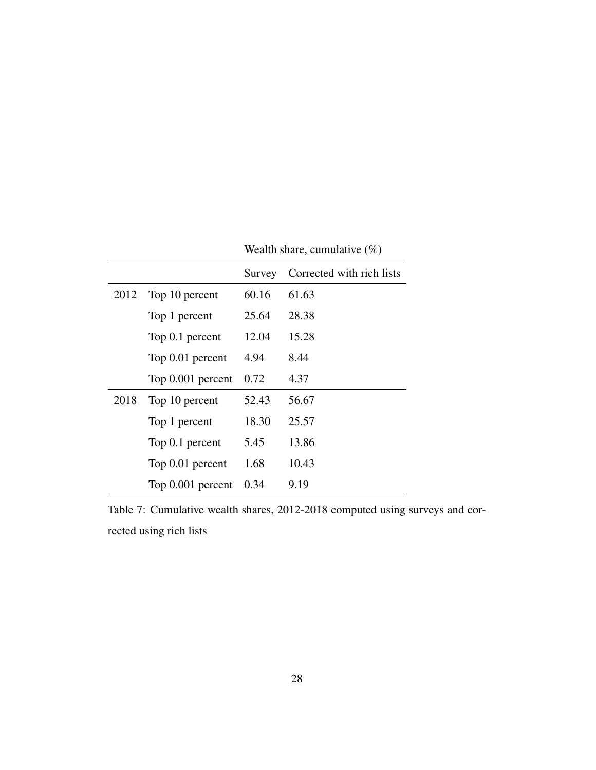| | | Wealth share, cumulative (%) | |
|---|---|---|---|
| | | Survey | Corrected with rich lists |
| 2012 | Top 10 percent | 60.16 | 61.63 |
| | Top 1 percent | 25.64 | 28.38 |
| | Top 0.1 percent | 12.04 | 15.28 |
| | Top 0.01 percent | 4.94 | 8.44 |
| | Top 0.001 percent | 0.72 | 4.37 |
| 2018 | Top 10 percent | 52.43 | 56.67 |
| | Top 1 percent | 18.30 | 25.57 |
| | Top 0.1 percent | 5.45 | 13.86 |
| | Top 0.01 percent | 1.68 | 10.43 |
| | Top 0.001 percent | 0.34 | 9.19 |

Table 7: Cumulative wealth shares, 2012-2018 computed using surveys and corrected using rich lists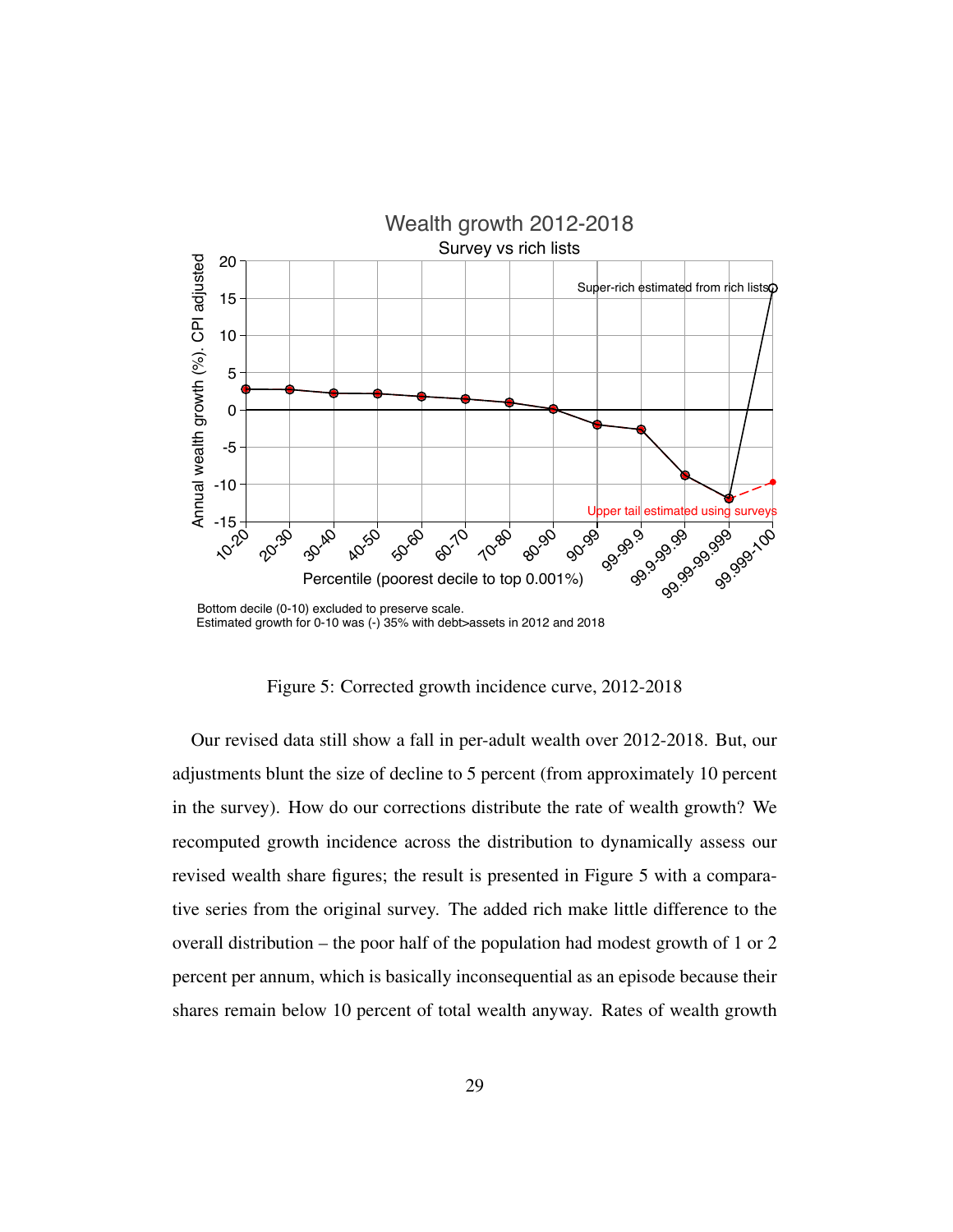Figure 5: Corrected growth incidence curve, 2012-2018

Our revised data still show a fall in per-adult wealth over 2012-2018. But, our adjustments blunt the size of decline to 5 percent (from approximately 10 percent in the survey). How do our corrections distribute the rate of wealth growth? We recomputed growth incidence across the distribution to dynamically assess our revised wealth share figures; the result is presented in Figure 5 with a comparative series from the original survey. The added rich make little difference to the overall distribution – the poor half of the population had modest growth of 1 or 2 percent per annum, which is basically inconsequential as an episode because their shares remain below 10 percent of total wealth anyway. Rates of wealth growth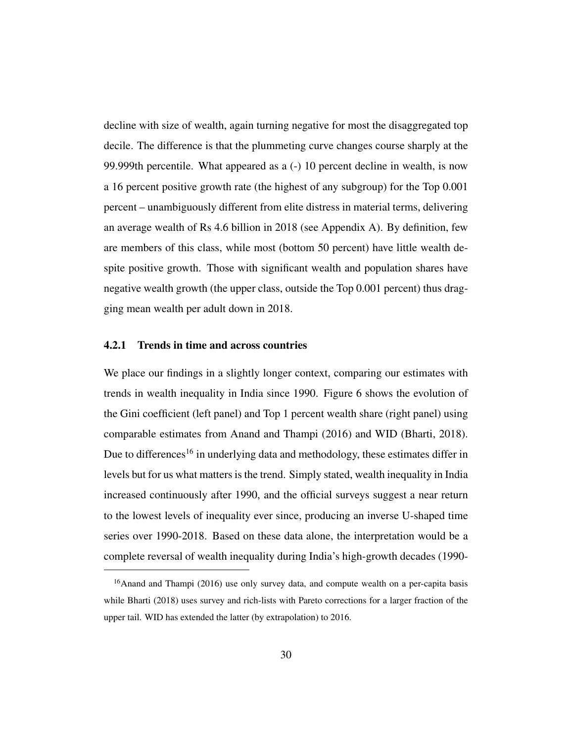decline with size of wealth, again turning negative for most the disaggregated top decile. The difference is that the plummeting curve changes course sharply at the 99.999th percentile. What appeared as a (-) 10 percent decline in wealth, is now a 16 percent positive growth rate (the highest of any subgroup) for the Top 0.001 percent – unambiguously different from elite distress in material terms, delivering an average wealth of Rs 4.6 billion in 2018 (see Appendix A). By definition, few are members of this class, while most (bottom 50 percent) have little wealth despite positive growth. Those with significant wealth and population shares have negative wealth growth (the upper class, outside the Top 0.001 percent) thus dragging mean wealth per adult down in 2018.

### 4.2.1 Trends in time and across countries

We place our findings in a slightly longer context, comparing our estimates with trends in wealth inequality in India since 1990. Figure 6 shows the evolution of the Gini coefficient (left panel) and Top 1 percent wealth share (right panel) using comparable estimates from Anand and Thampi (2016) and WID (Bharti, 2018). Due to differences[16] in underlying data and methodology, these estimates differ in levels but for us what matters is the trend. Simply stated, wealth inequality in India increased continuously after 1990, and the official surveys suggest a near return to the lowest levels of inequality ever since, producing an inverse U-shaped time series over 1990-2018. Based on these data alone, the interpretation would be a complete reversal of wealth inequality during India's high-growth decades (1990-

[16] Anand and Thampi (2016) use only survey data, and compute wealth on a per-capita basis while Bharti (2018) uses survey and rich-lists with Pareto corrections for a larger fraction of the upper tail. WID has extended the latter (by extrapolation) to 2016.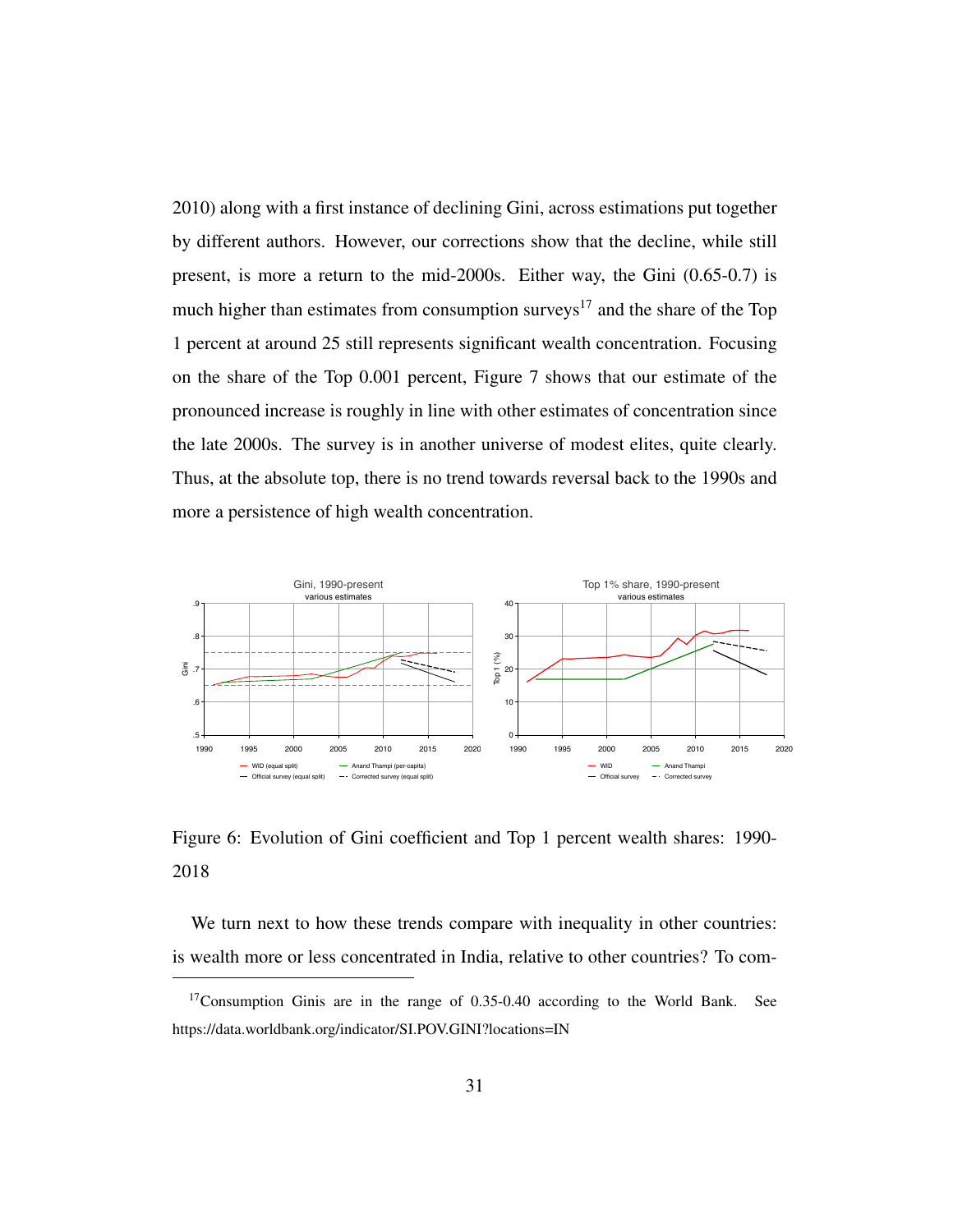2010) along with a first instance of declining Gini, across estimations put together by different authors. However, our corrections show that the decline, while still present, is more a return to the mid-2000s. Either way, the Gini (0.65-0.7) is much higher than estimates from consumption surveys[17] and the share of the Top 1 percent at around 25 still represents significant wealth concentration. Focusing on the share of the Top 0.001 percent, Figure 7 shows that our estimate of the pronounced increase is roughly in line with other estimates of concentration since the late 2000s. The survey is in another universe of modest elites, quite clearly. Thus, at the absolute top, there is no trend towards reversal back to the 1990s and more a persistence of high wealth concentration.

Figure 6: Evolution of Gini coefficient and Top 1 percent wealth shares: 1990-2018

We turn next to how these trends compare with inequality in other countries: is wealth more or less concentrated in India, relative to other countries? To com-

[17]Consumption Ginis are in the range of 0.35-0.40 according to the World Bank. See https://data.worldbank.org/indicator/SI.POV.GINI?locations=IN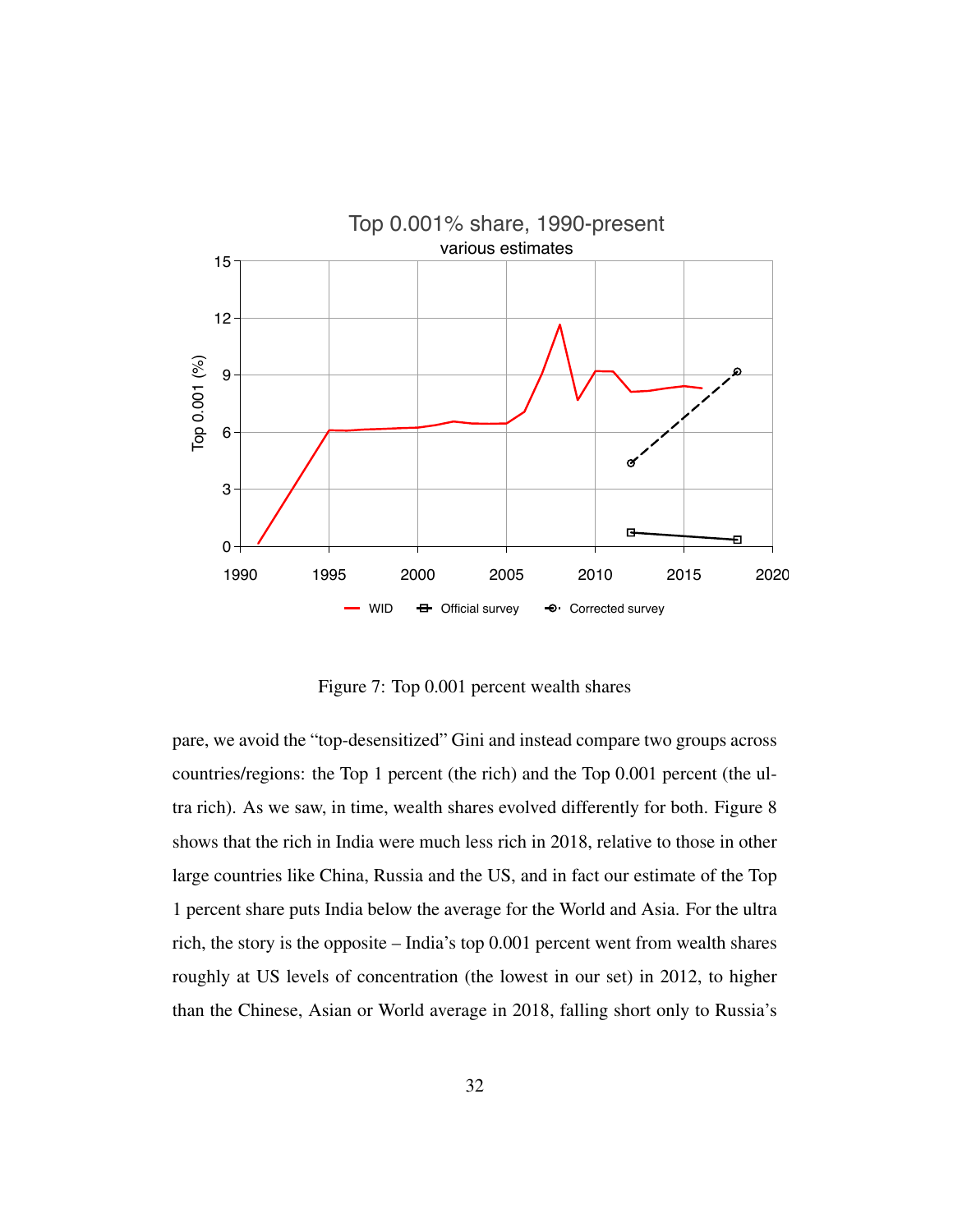Figure 7: Top 0.001 percent wealth shares

pare, we avoid the "top-desensitized" Gini and instead compare two groups across countries/regions: the Top 1 percent (the rich) and the Top 0.001 percent (the ultra rich). As we saw, in time, wealth shares evolved differently for both. Figure 8 shows that the rich in India were much less rich in 2018, relative to those in other large countries like China, Russia and the US, and in fact our estimate of the Top 1 percent share puts India below the average for the World and Asia. For the ultra rich, the story is the opposite – India's top 0.001 percent went from wealth shares roughly at US levels of concentration (the lowest in our set) in 2012, to higher than the Chinese, Asian or World average in 2018, falling short only to Russia's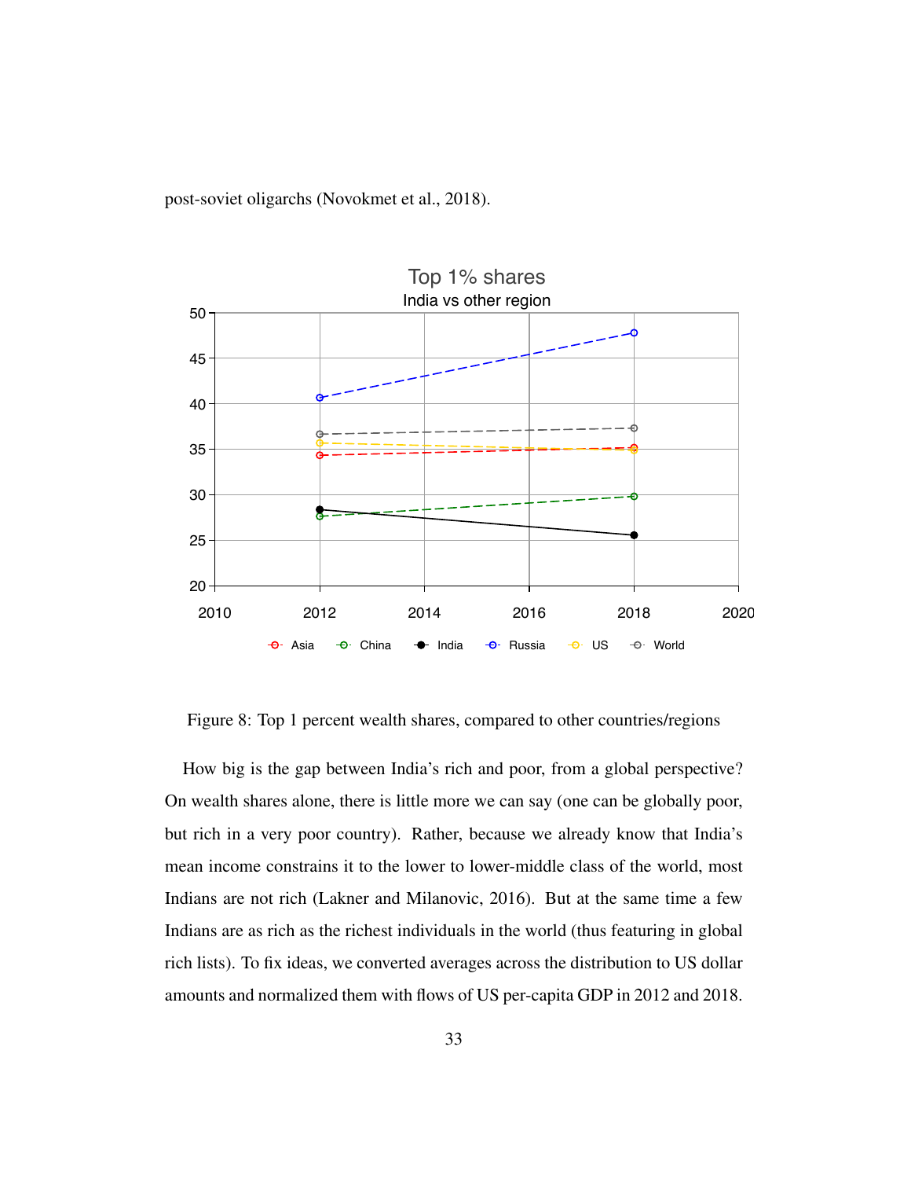post-soviet oligarchs (Novokmet et al., 2018).

Figure 8: Top 1 percent wealth shares, compared to other countries/regions

How big is the gap between India's rich and poor, from a global perspective? On wealth shares alone, there is little more we can say (one can be globally poor, but rich in a very poor country). Rather, because we already know that India's mean income constrains it to the lower to lower-middle class of the world, most Indians are not rich (Lakner and Milanovic, 2016). But at the same time a few Indians are as rich as the richest individuals in the world (thus featuring in global rich lists). To fix ideas, we converted averages across the distribution to US dollar amounts and normalized them with flows of US per-capita GDP in 2012 and 2018.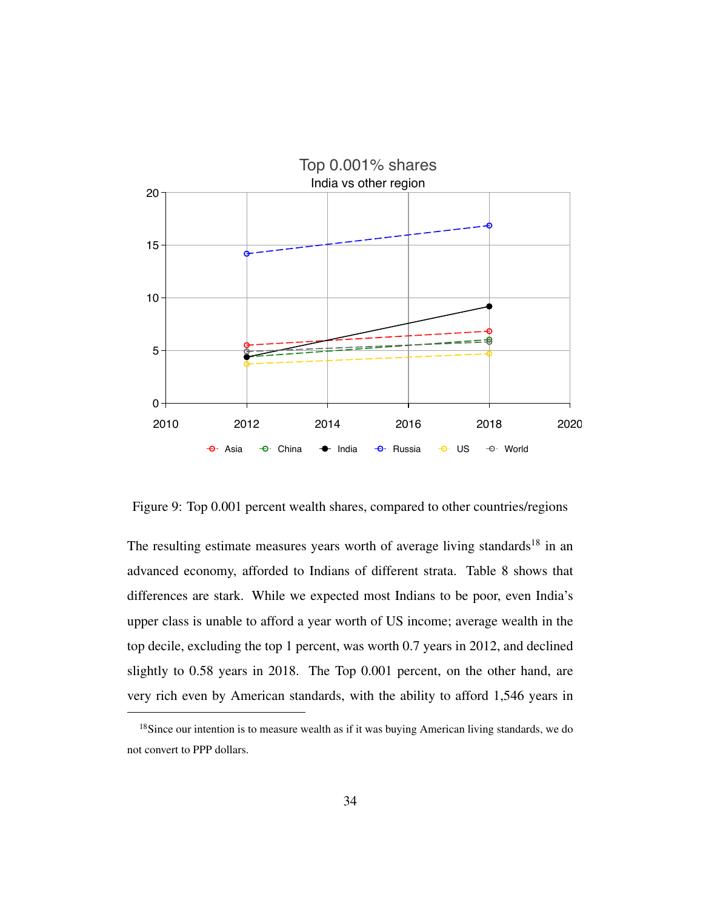Figure 9: Top 0.001 percent wealth shares, compared to other countries/regions

The resulting estimate measures years worth of average living standards[18] in an advanced economy, afforded to Indians of different strata. Table 8 shows that differences are stark. While we expected most Indians to be poor, even India's upper class is unable to afford a year worth of US income; average wealth in the top decile, excluding the top 1 percent, was worth 0.7 years in 2012, and declined slightly to 0.58 years in 2018. The Top 0.001 percent, on the other hand, are very rich even by American standards, with the ability to afford 1,546 years in

[18] Since our intention is to measure wealth as if it was buying American living standards, we do not convert to PPP dollars.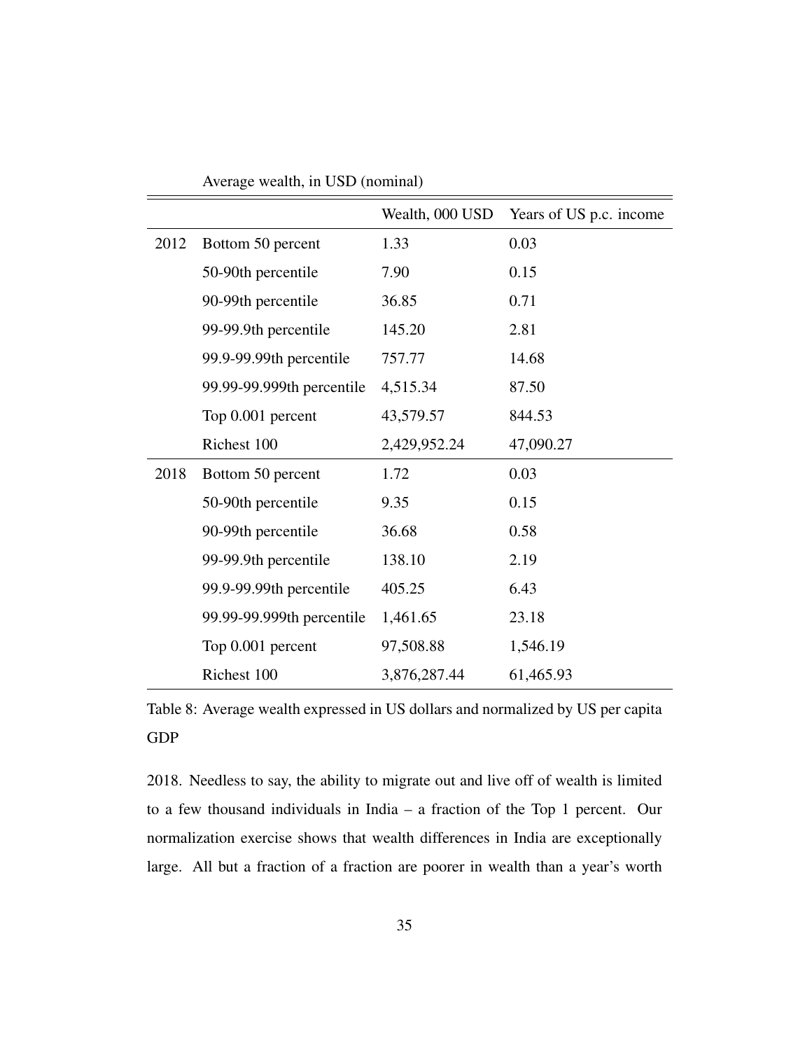| | Average wealth, in USD (nominal) | | |
|---|---|---|---|
| | | Wealth, 000 USD | Years of US p.c. income |
| 2012 | Bottom 50 percent | 1.33 | 0.03 |
| | 50-90th percentile | 7.90 | 0.15 |
| | 90-99th percentile | 36.85 | 0.71 |
| | 99-99.9th percentile | 145.20 | 2.81 |
| | 99.9-99.99th percentile | 757.77 | 14.68 |
| | 99.99-99.999th percentile | 4,515.34 | 87.50 |
| | Top 0.001 percent | 43,579.57 | 844.53 |
| | Richest 100 | 2,429,952.24 | 47,090.27 |
| 2018 | Bottom 50 percent | 1.72 | 0.03 |
| | 50-90th percentile | 9.35 | 0.15 |
| | 90-99th percentile | 36.68 | 0.58 |
| | 99-99.9th percentile | 138.10 | 2.19 |
| | 99.9-99.99th percentile | 405.25 | 6.43 |
| | 99.99-99.999th percentile | 1,461.65 | 23.18 |
| | Top 0.001 percent | 97,508.88 | 1,546.19 |
| | Richest 100 | 3,876,287.44 | 61,465.93 |

Table 8: Average wealth expressed in US dollars and normalized by US per capita GDP

2018. Needless to say, the ability to migrate out and live off of wealth is limited to a few thousand individuals in India – a fraction of the Top 1 percent. Our normalization exercise shows that wealth differences in India are exceptionally large. All but a fraction of a fraction are poorer in wealth than a year's worth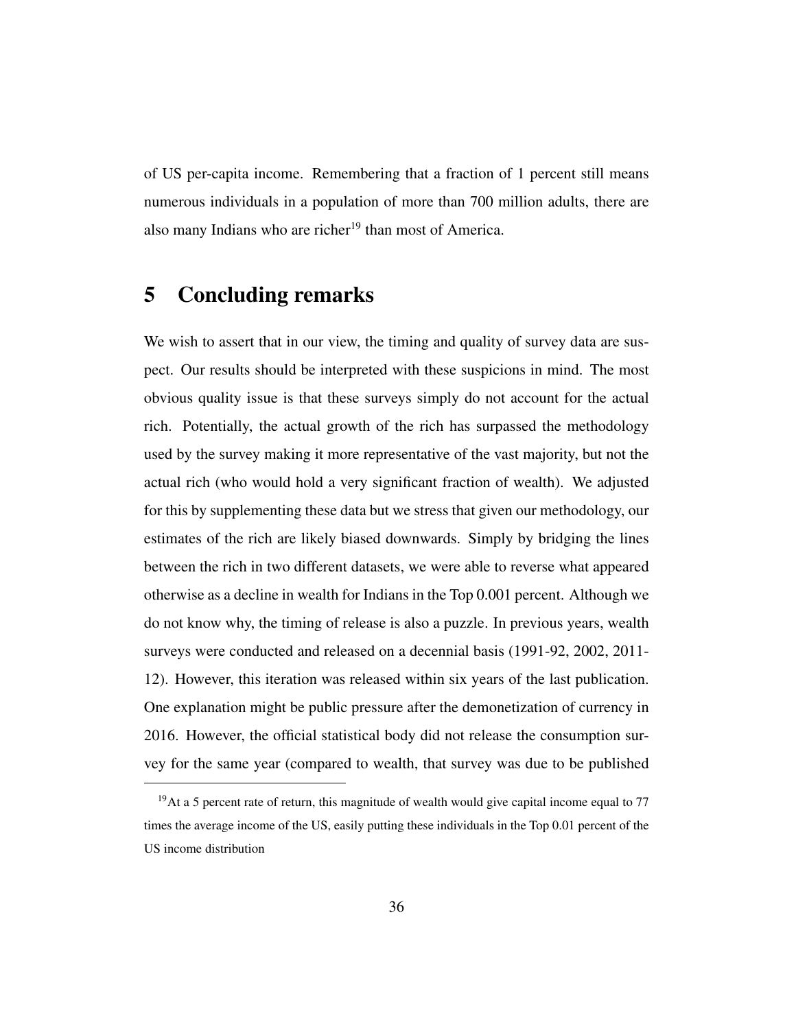of US per-capita income. Remembering that a fraction of 1 percent still means numerous individuals in a population of more than 700 million adults, there are also many Indians who are richer[19] than most of America.

# 5 Concluding remarks

We wish to assert that in our view, the timing and quality of survey data are suspect. Our results should be interpreted with these suspicions in mind. The most obvious quality issue is that these surveys simply do not account for the actual rich. Potentially, the actual growth of the rich has surpassed the methodology used by the survey making it more representative of the vast majority, but not the actual rich (who would hold a very significant fraction of wealth). We adjusted for this by supplementing these data but we stress that given our methodology, our estimates of the rich are likely biased downwards. Simply by bridging the lines between the rich in two different datasets, we were able to reverse what appeared otherwise as a decline in wealth for Indians in the Top 0.001 percent. Although we do not know why, the timing of release is also a puzzle. In previous years, wealth surveys were conducted and released on a decennial basis (1991-92, 2002, 2011-12). However, this iteration was released within six years of the last publication. One explanation might be public pressure after the demonetization of currency in 2016. However, the official statistical body did not release the consumption survey for the same year (compared to wealth, that survey was due to be published

[19] At a 5 percent rate of return, this magnitude of wealth would give capital income equal to 77 times the average income of the US, easily putting these individuals in the Top 0.01 percent of the US income distribution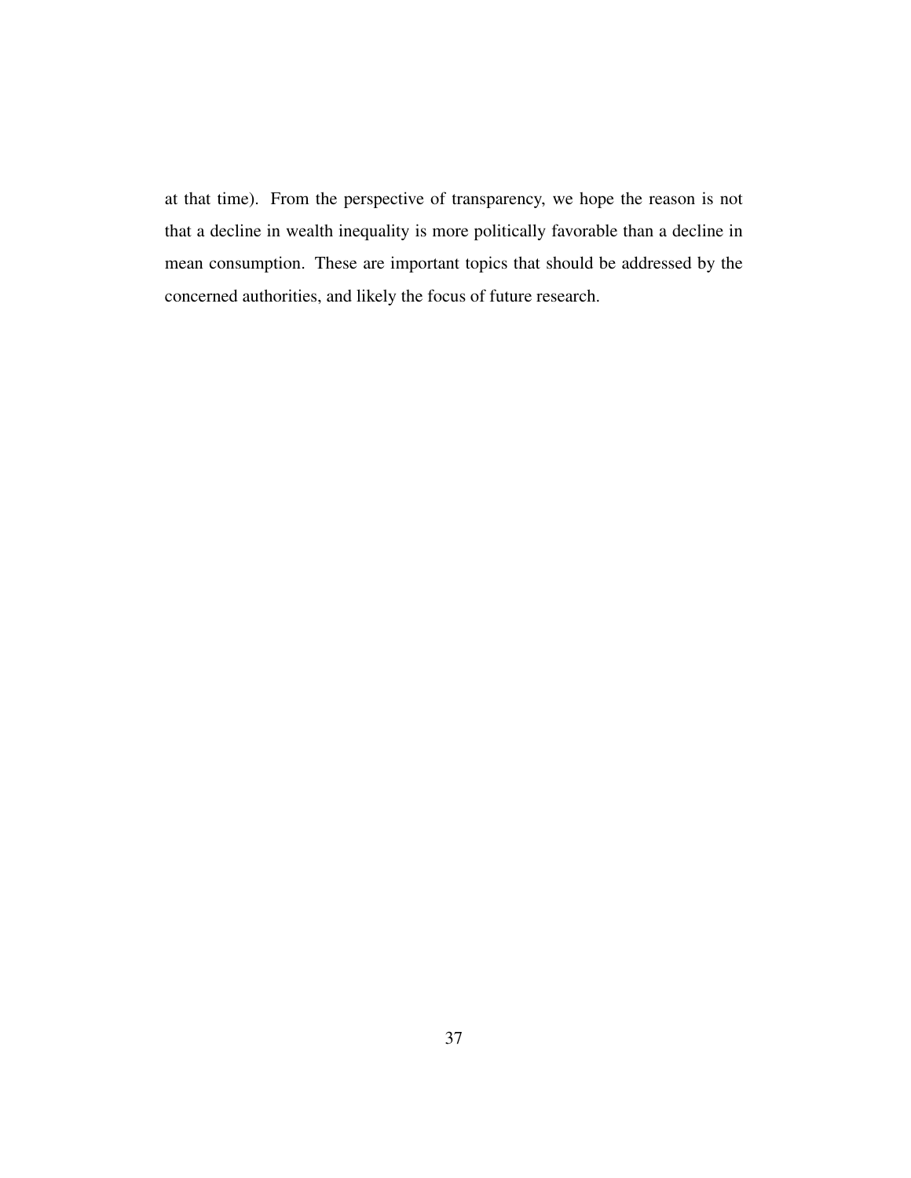at that time). From the perspective of transparency, we hope the reason is not that a decline in wealth inequality is more politically favorable than a decline in mean consumption. These are important topics that should be addressed by the concerned authorities, and likely the focus of future research.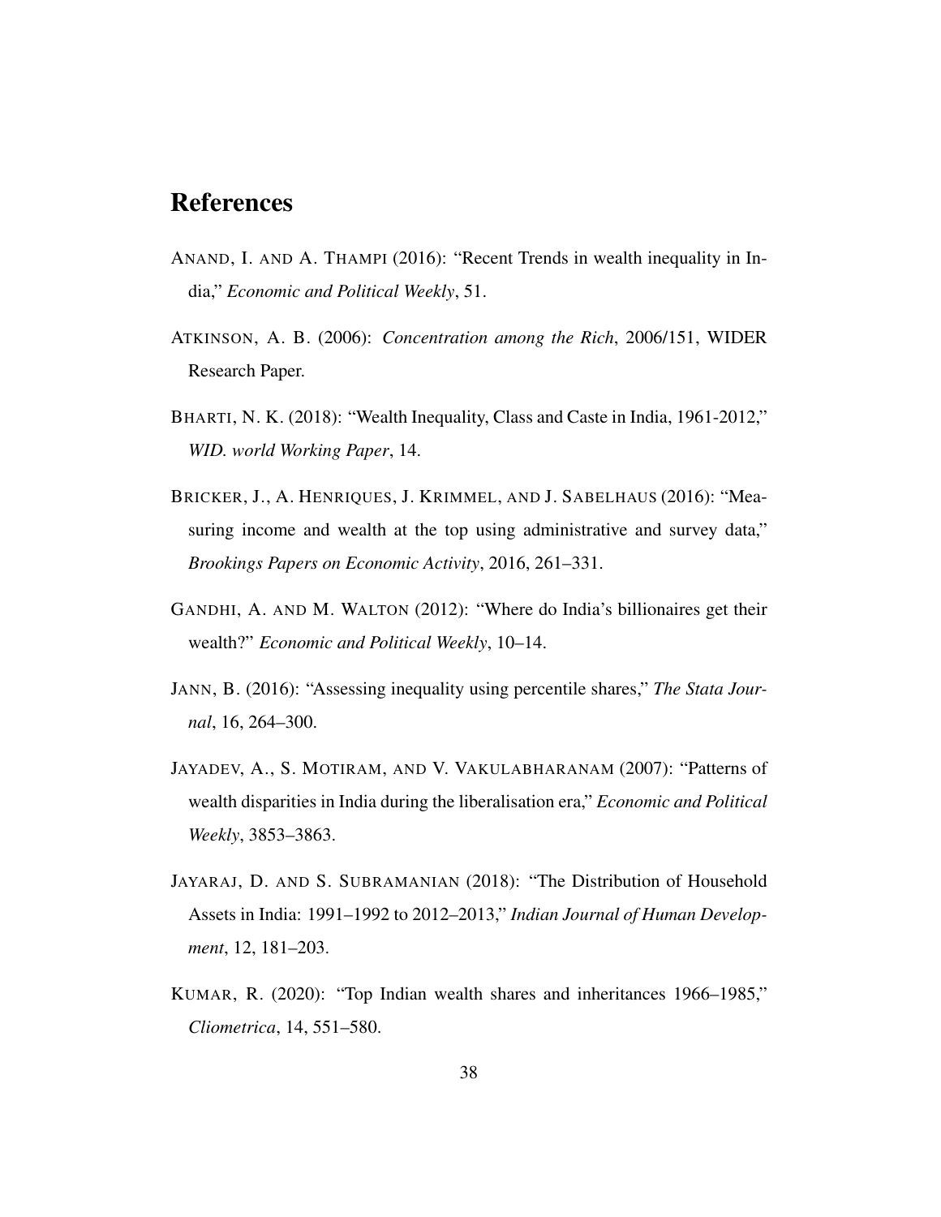# References

ANAND, I. AND A. THAMPI (2016): "Recent Trends in wealth inequality in India," *Economic and Political Weekly*, 51.

ATKINSON, A. B. (2006): *Concentration among the Rich*, 2006/151, WIDER Research Paper.

BHARTI, N. K. (2018): "Wealth Inequality, Class and Caste in India, 1961-2012," *WID. world Working Paper*, 14.

BRICKER, J., A. HENRIQUES, J. KRIMMEL, AND J. SABELHAUS (2016): "Measuring income and wealth at the top using administrative and survey data," *Brookings Papers on Economic Activity*, 2016, 261–331.

GANDHI, A. AND M. WALTON (2012): "Where do India's billionaires get their wealth?" *Economic and Political Weekly*, 10–14.

JANN, B. (2016): "Assessing inequality using percentile shares," *The Stata Journal*, 16, 264–300.

JAYADEV, A., S. MOTIRAM, AND V. VAKULABHARANAM (2007): "Patterns of wealth disparities in India during the liberalisation era," *Economic and Political Weekly*, 3853–3863.

JAYARAJ, D. AND S. SUBRAMANIAN (2018): "The Distribution of Household Assets in India: 1991–1992 to 2012–2013," *Indian Journal of Human Development*, 12, 181–203.

KUMAR, R. (2020): "Top Indian wealth shares and inheritances 1966–1985," *Cliometrica*, 14, 551–580.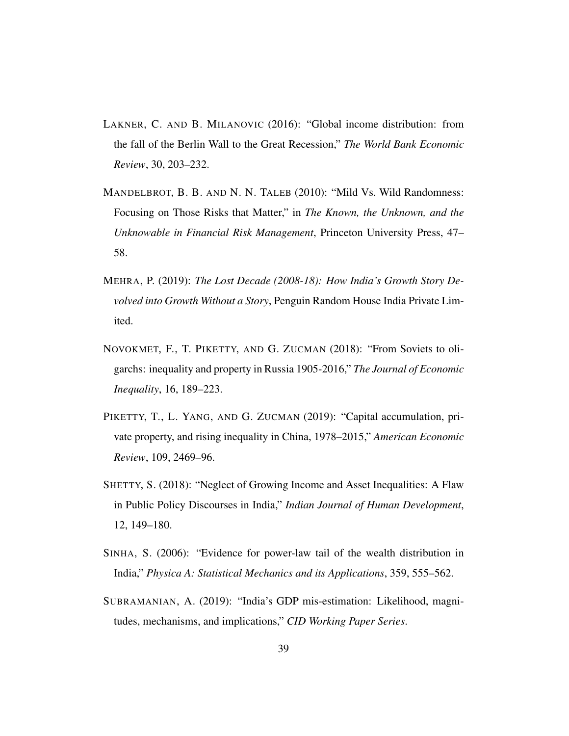LAKNER, C. AND B. MILANOVIC (2016): "Global income distribution: from the fall of the Berlin Wall to the Great Recession," *The World Bank Economic Review*, 30, 203–232.

MANDELBROT, B. B. AND N. N. TALEB (2010): "Mild Vs. Wild Randomness: Focusing on Those Risks that Matter," in *The Known, the Unknown, and the Unknowable in Financial Risk Management*, Princeton University Press, 47–58.

MEHRA, P. (2019): *The Lost Decade (2008-18): How India's Growth Story Devolved into Growth Without a Story*, Penguin Random House India Private Limited.

NOVOKMET, F., T. PIKETTY, AND G. ZUCMAN (2018): "From Soviets to oligarchs: inequality and property in Russia 1905-2016," *The Journal of Economic Inequality*, 16, 189–223.

PIKETTY, T., L. YANG, AND G. ZUCMAN (2019): "Capital accumulation, private property, and rising inequality in China, 1978–2015," *American Economic Review*, 109, 2469–96.

SHETTY, S. (2018): "Neglect of Growing Income and Asset Inequalities: A Flaw in Public Policy Discourses in India," *Indian Journal of Human Development*, 12, 149–180.

SINHA, S. (2006): "Evidence for power-law tail of the wealth distribution in India," *Physica A: Statistical Mechanics and its Applications*, 359, 555–562.

SUBRAMANIAN, A. (2019): "India's GDP mis-estimation: Likelihood, magnitudes, mechanisms, and implications," *CID Working Paper Series*.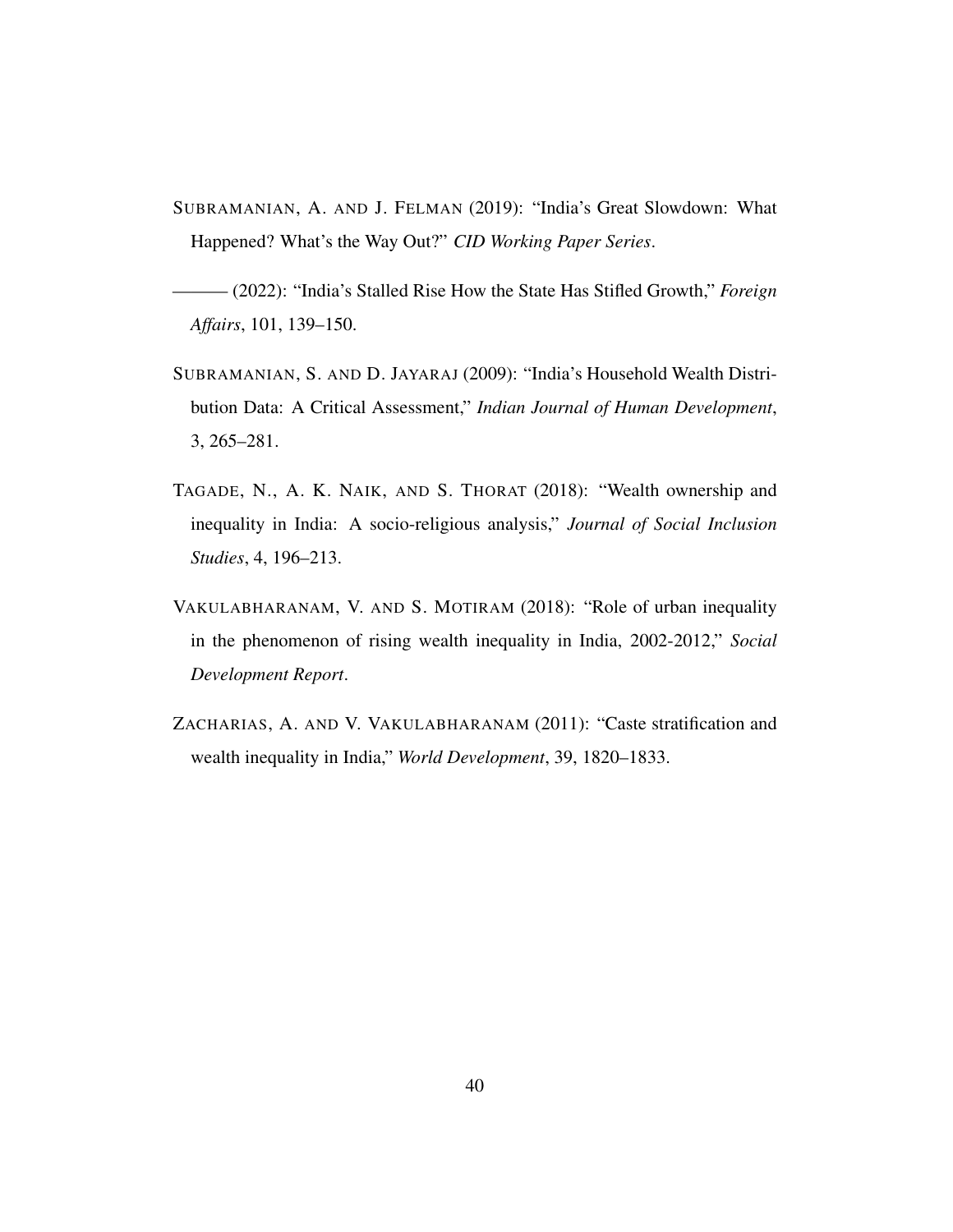SUBRAMANIAN, A. AND J. FELMAN (2019): "India's Great Slowdown: What Happened? What's the Way Out?" *CID Working Paper Series*.

——— (2022): "India's Stalled Rise How the State Has Stifled Growth," *Foreign Affairs*, 101, 139–150.

SUBRAMANIAN, S. AND D. JAYARAJ (2009): "India's Household Wealth Distribution Data: A Critical Assessment," *Indian Journal of Human Development*, 3, 265–281.

TAGADE, N., A. K. NAIK, AND S. THORAT (2018): "Wealth ownership and inequality in India: A socio-religious analysis," *Journal of Social Inclusion Studies*, 4, 196–213.

VAKULABHARANAM, V. AND S. MOTIRAM (2018): "Role of urban inequality in the phenomenon of rising wealth inequality in India, 2002-2012," *Social Development Report*.

ZACHARIAS, A. AND V. VAKULABHARANAM (2011): "Caste stratification and wealth inequality in India," *World Development*, 39, 1820–1833.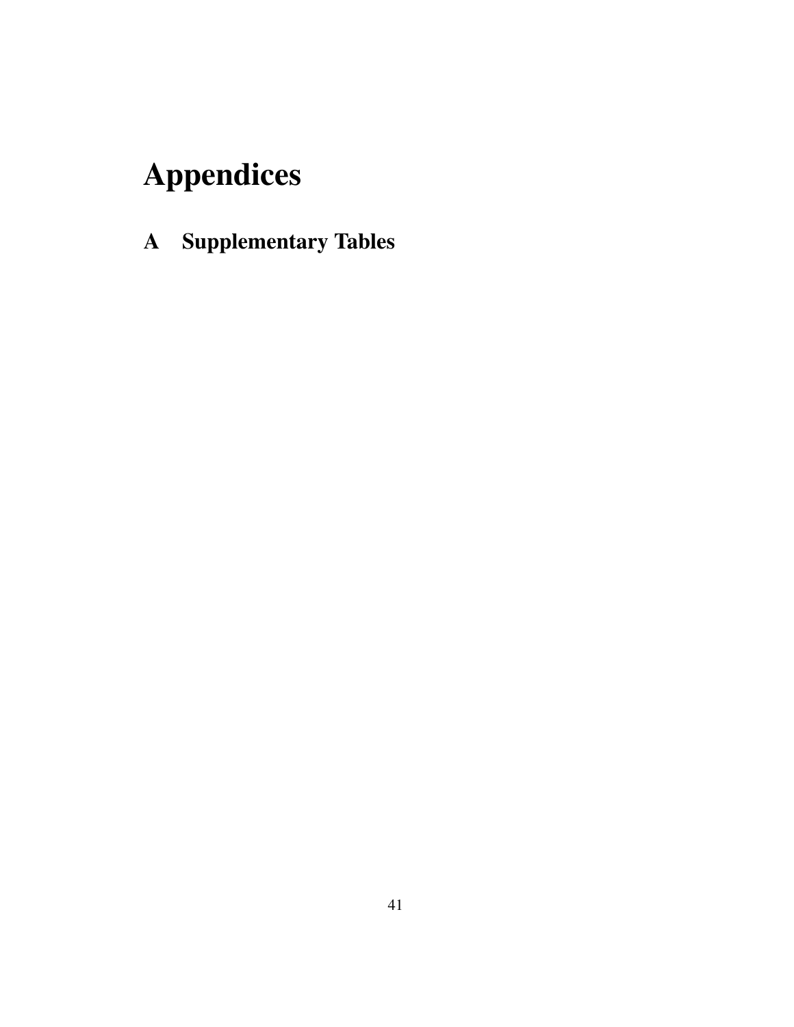# Appendices

## A Supplementary Tables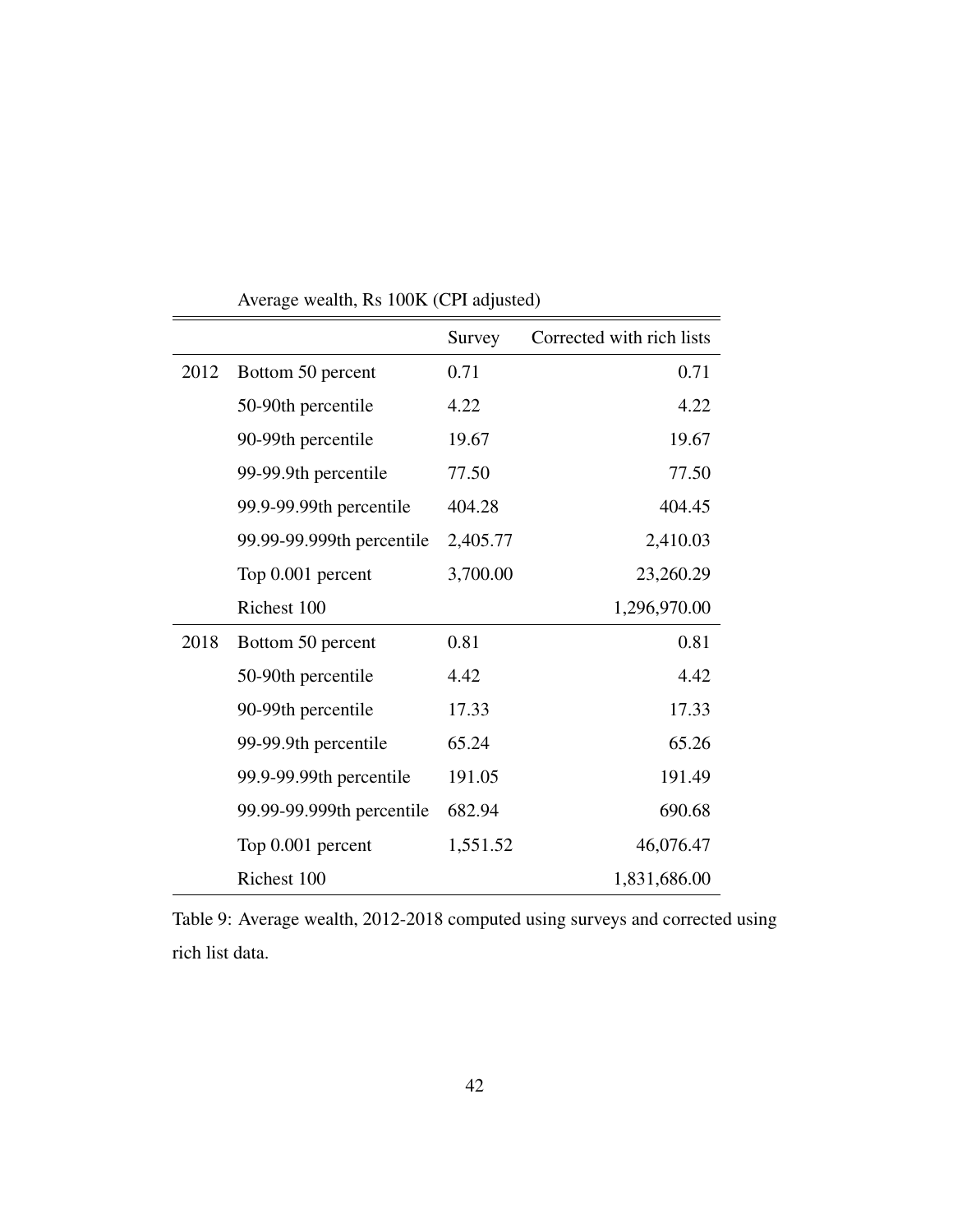Average wealth, Rs 100K (CPI adjusted)

| | | Survey | Corrected with rich lists |
|---|---|---|---|
| 2012 | Bottom 50 percent | 0.71 | 0.71 |
| | 50-90th percentile | 4.22 | 4.22 |
| | 90-99th percentile | 19.67 | 19.67 |
| | 99-99.9th percentile | 77.50 | 77.50 |
| | 99.9-99.99th percentile | 404.28 | 404.45 |
| | 99.99-99.999th percentile | 2,405.77 | 2,410.03 |
| | Top 0.001 percent | 3,700.00 | 23,260.29 |
| | Richest 100 | | 1,296,970.00 |
| 2018 | Bottom 50 percent | 0.81 | 0.81 |
| | 50-90th percentile | 4.42 | 4.42 |
| | 90-99th percentile | 17.33 | 17.33 |
| | 99-99.9th percentile | 65.24 | 65.26 |
| | 99.9-99.99th percentile | 191.05 | 191.49 |
| | 99.99-99.999th percentile | 682.94 | 690.68 |
| | Top 0.001 percent | 1,551.52 | 46,076.47 |
| | Richest 100 | | 1,831,686.00 |

Table 9: Average wealth, 2012-2018 computed using surveys and corrected using rich list data.